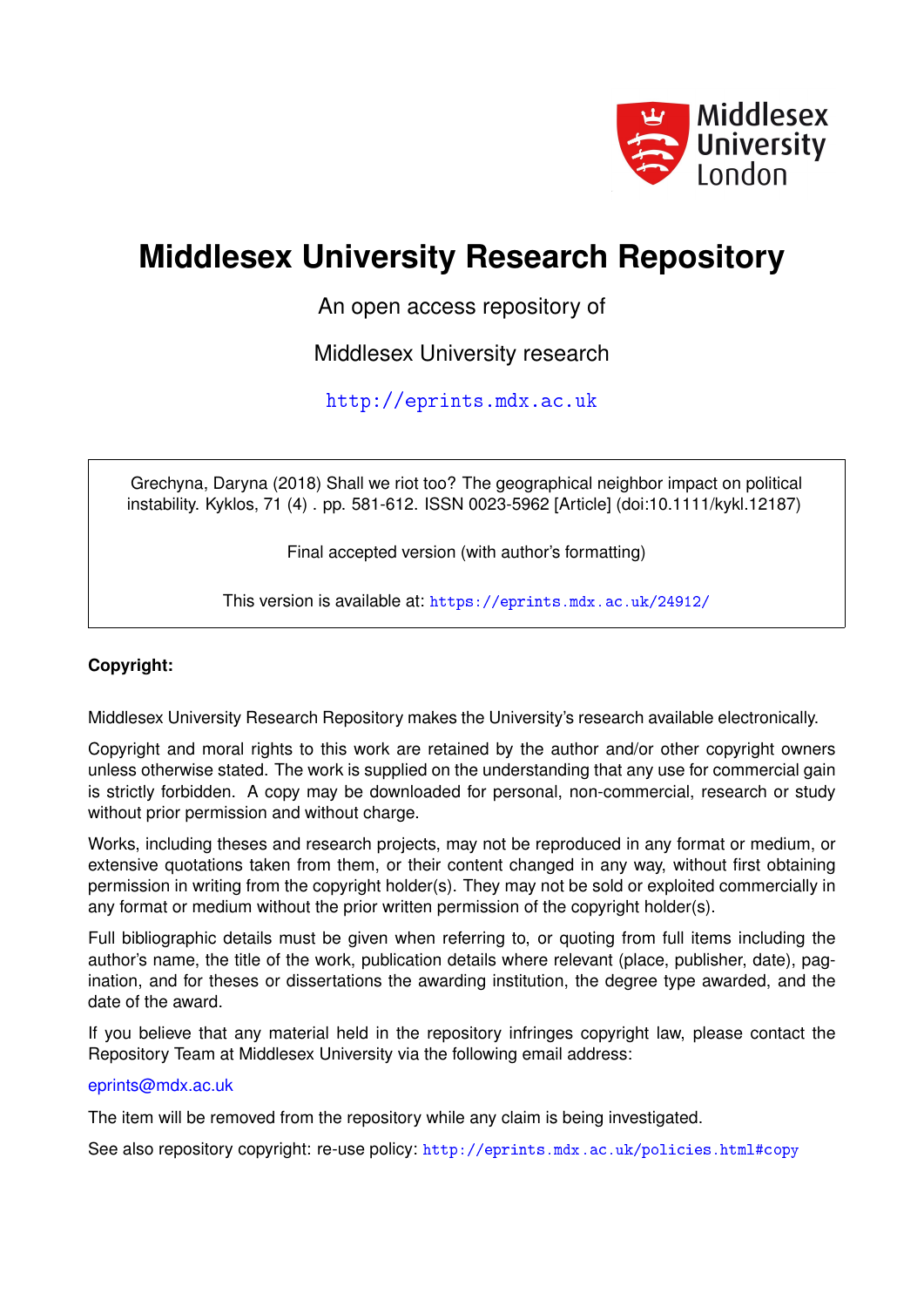Middlesex University London

# Middlesex University Research Repository

An open access repository of

Middlesex University research

http://eprints.mdx.ac.uk

Grechyna, Daryna (2018) Shall we riot too? The geographical neighbor impact on political instability. Kyklos, 71 (4) . pp. 581-612. ISSN 0023-5962 [Article] (doi:10.1111/kykl.12187)

Final accepted version (with author's formatting)

This version is available at: https://eprints.mdx.ac.uk/24912/

**Copyright:**

Middlesex University Research Repository makes the University's research available electronically.

Copyright and moral rights to this work are retained by the author and/or other copyright owners unless otherwise stated. The work is supplied on the understanding that any use for commercial gain is strictly forbidden. A copy may be downloaded for personal, non-commercial, research or study without prior permission and without charge.

Works, including theses and research projects, may not be reproduced in any format or medium, or extensive quotations taken from them, or their content changed in any way, without first obtaining permission in writing from the copyright holder(s). They may not be sold or exploited commercially in any format or medium without the prior written permission of the copyright holder(s).

Full bibliographic details must be given when referring to, or quoting from full items including the author's name, the title of the work, publication details where relevant (place, publisher, date), pagination, and for theses or dissertations the awarding institution, the degree type awarded, and the date of the award.

If you believe that any material held in the repository infringes copyright law, please contact the Repository Team at Middlesex University via the following email address:

eprints@mdx.ac.uk

The item will be removed from the repository while any claim is being investigated.

See also repository copyright: re-use policy: http://eprints.mdx.ac.uk/policies.html#copy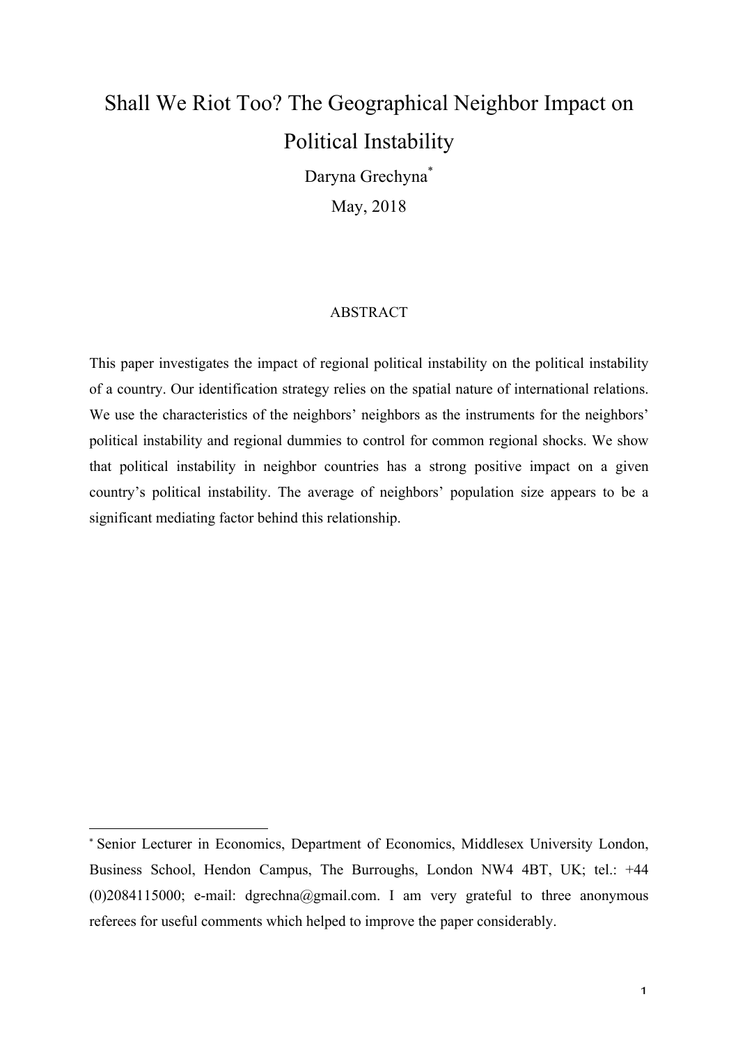# Shall We Riot Too? The Geographical Neighbor Impact on Political Instability

Daryna Grechyna*

May, 2018

## ABSTRACT

This paper investigates the impact of regional political instability on the political instability of a country. Our identification strategy relies on the spatial nature of international relations. We use the characteristics of the neighbors' neighbors as the instruments for the neighbors' political instability and regional dummies to control for common regional shocks. We show that political instability in neighbor countries has a strong positive impact on a given country's political instability. The average of neighbors' population size appears to be a significant mediating factor behind this relationship.

---

* Senior Lecturer in Economics, Department of Economics, Middlesex University London, Business School, Hendon Campus, The Burroughs, London NW4 4BT, UK; tel.: +44 (0)2084115000; e-mail: dgrechna@gmail.com. I am very grateful to three anonymous referees for useful comments which helped to improve the paper considerably.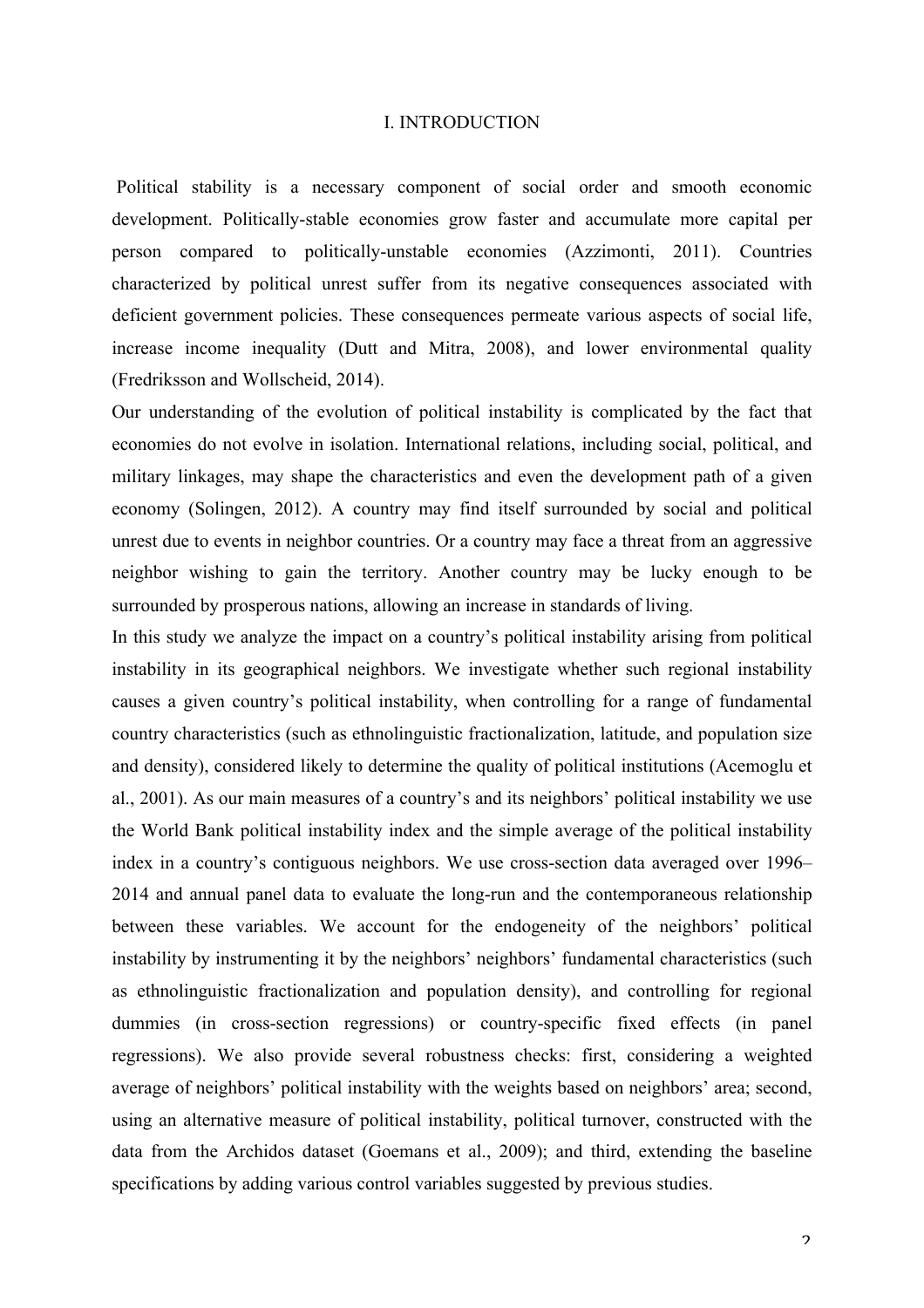# I. INTRODUCTION

Political stability is a necessary component of social order and smooth economic development. Politically-stable economies grow faster and accumulate more capital per person compared to politically-unstable economies (Azzimonti, 2011). Countries characterized by political unrest suffer from its negative consequences associated with deficient government policies. These consequences permeate various aspects of social life, increase income inequality (Dutt and Mitra, 2008), and lower environmental quality (Fredriksson and Wollscheid, 2014).

Our understanding of the evolution of political instability is complicated by the fact that economies do not evolve in isolation. International relations, including social, political, and military linkages, may shape the characteristics and even the development path of a given economy (Solingen, 2012). A country may find itself surrounded by social and political unrest due to events in neighbor countries. Or a country may face a threat from an aggressive neighbor wishing to gain the territory. Another country may be lucky enough to be surrounded by prosperous nations, allowing an increase in standards of living.

In this study we analyze the impact on a country's political instability arising from political instability in its geographical neighbors. We investigate whether such regional instability causes a given country's political instability, when controlling for a range of fundamental country characteristics (such as ethnolinguistic fractionalization, latitude, and population size and density), considered likely to determine the quality of political institutions (Acemoglu et al., 2001). As our main measures of a country's and its neighbors' political instability we use the World Bank political instability index and the simple average of the political instability index in a country's contiguous neighbors. We use cross-section data averaged over 1996–2014 and annual panel data to evaluate the long-run and the contemporaneous relationship between these variables. We account for the endogeneity of the neighbors' political instability by instrumenting it by the neighbors' neighbors' fundamental characteristics (such as ethnolinguistic fractionalization and population density), and controlling for regional dummies (in cross-section regressions) or country-specific fixed effects (in panel regressions). We also provide several robustness checks: first, considering a weighted average of neighbors' political instability with the weights based on neighbors' area; second, using an alternative measure of political instability, political turnover, constructed with the data from the Archidos dataset (Goemans et al., 2009); and third, extending the baseline specifications by adding various control variables suggested by previous studies.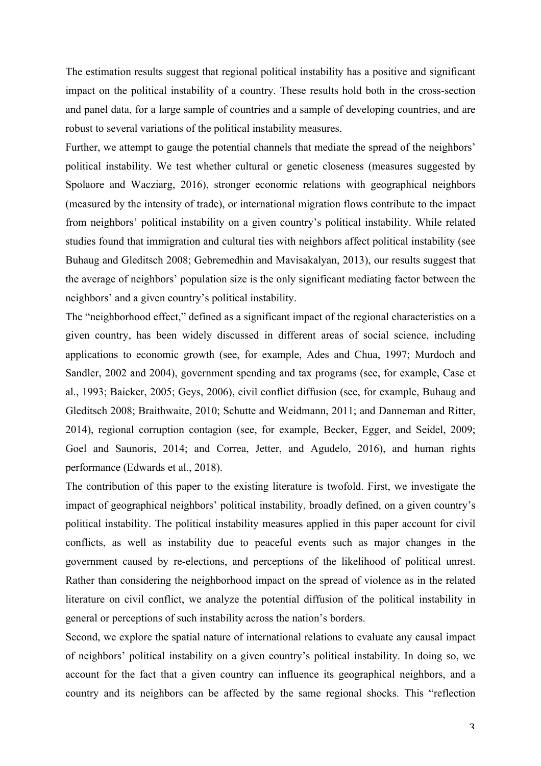The estimation results suggest that regional political instability has a positive and significant impact on the political instability of a country. These results hold both in the cross-section and panel data, for a large sample of countries and a sample of developing countries, and are robust to several variations of the political instability measures.

Further, we attempt to gauge the potential channels that mediate the spread of the neighbors' political instability. We test whether cultural or genetic closeness (measures suggested by Spolaore and Wacziarg, 2016), stronger economic relations with geographical neighbors (measured by the intensity of trade), or international migration flows contribute to the impact from neighbors' political instability on a given country's political instability. While related studies found that immigration and cultural ties with neighbors affect political instability (see Buhaug and Gleditsch 2008; Gebremedhin and Mavisakalyan, 2013), our results suggest that the average of neighbors' population size is the only significant mediating factor between the neighbors' and a given country's political instability.

The "neighborhood effect," defined as a significant impact of the regional characteristics on a given country, has been widely discussed in different areas of social science, including applications to economic growth (see, for example, Ades and Chua, 1997; Murdoch and Sandler, 2002 and 2004), government spending and tax programs (see, for example, Case et al., 1993; Baicker, 2005; Geys, 2006), civil conflict diffusion (see, for example, Buhaug and Gleditsch 2008; Braithwaite, 2010; Schutte and Weidmann, 2011; and Danneman and Ritter, 2014), regional corruption contagion (see, for example, Becker, Egger, and Seidel, 2009; Goel and Saunoris, 2014; and Correa, Jetter, and Agudelo, 2016), and human rights performance (Edwards et al., 2018).

The contribution of this paper to the existing literature is twofold. First, we investigate the impact of geographical neighbors' political instability, broadly defined, on a given country's political instability. The political instability measures applied in this paper account for civil conflicts, as well as instability due to peaceful events such as major changes in the government caused by re-elections, and perceptions of the likelihood of political unrest. Rather than considering the neighborhood impact on the spread of violence as in the related literature on civil conflict, we analyze the potential diffusion of the political instability in general or perceptions of such instability across the nation's borders.

Second, we explore the spatial nature of international relations to evaluate any causal impact of neighbors' political instability on a given country's political instability. In doing so, we account for the fact that a given country can influence its geographical neighbors, and a country and its neighbors can be affected by the same regional shocks. This "reflection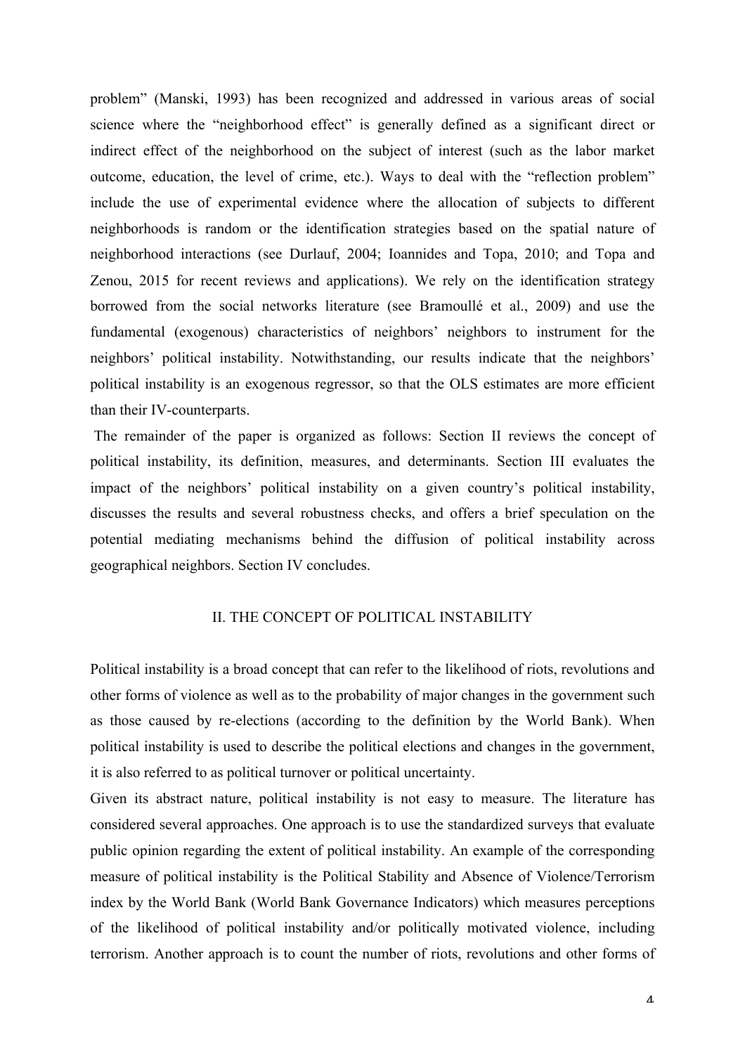problem" (Manski, 1993) has been recognized and addressed in various areas of social science where the "neighborhood effect" is generally defined as a significant direct or indirect effect of the neighborhood on the subject of interest (such as the labor market outcome, education, the level of crime, etc.). Ways to deal with the "reflection problem" include the use of experimental evidence where the allocation of subjects to different neighborhoods is random or the identification strategies based on the spatial nature of neighborhood interactions (see Durlauf, 2004; Ioannides and Topa, 2010; and Topa and Zenou, 2015 for recent reviews and applications). We rely on the identification strategy borrowed from the social networks literature (see Bramoullé et al., 2009) and use the fundamental (exogenous) characteristics of neighbors' neighbors to instrument for the neighbors' political instability. Notwithstanding, our results indicate that the neighbors' political instability is an exogenous regressor, so that the OLS estimates are more efficient than their IV-counterparts.

The remainder of the paper is organized as follows: Section II reviews the concept of political instability, its definition, measures, and determinants. Section III evaluates the impact of the neighbors' political instability on a given country's political instability, discusses the results and several robustness checks, and offers a brief speculation on the potential mediating mechanisms behind the diffusion of political instability across geographical neighbors. Section IV concludes.

## II. THE CONCEPT OF POLITICAL INSTABILITY

Political instability is a broad concept that can refer to the likelihood of riots, revolutions and other forms of violence as well as to the probability of major changes in the government such as those caused by re-elections (according to the definition by the World Bank). When political instability is used to describe the political elections and changes in the government, it is also referred to as political turnover or political uncertainty.

Given its abstract nature, political instability is not easy to measure. The literature has considered several approaches. One approach is to use the standardized surveys that evaluate public opinion regarding the extent of political instability. An example of the corresponding measure of political instability is the Political Stability and Absence of Violence/Terrorism index by the World Bank (World Bank Governance Indicators) which measures perceptions of the likelihood of political instability and/or politically motivated violence, including terrorism. Another approach is to count the number of riots, revolutions and other forms of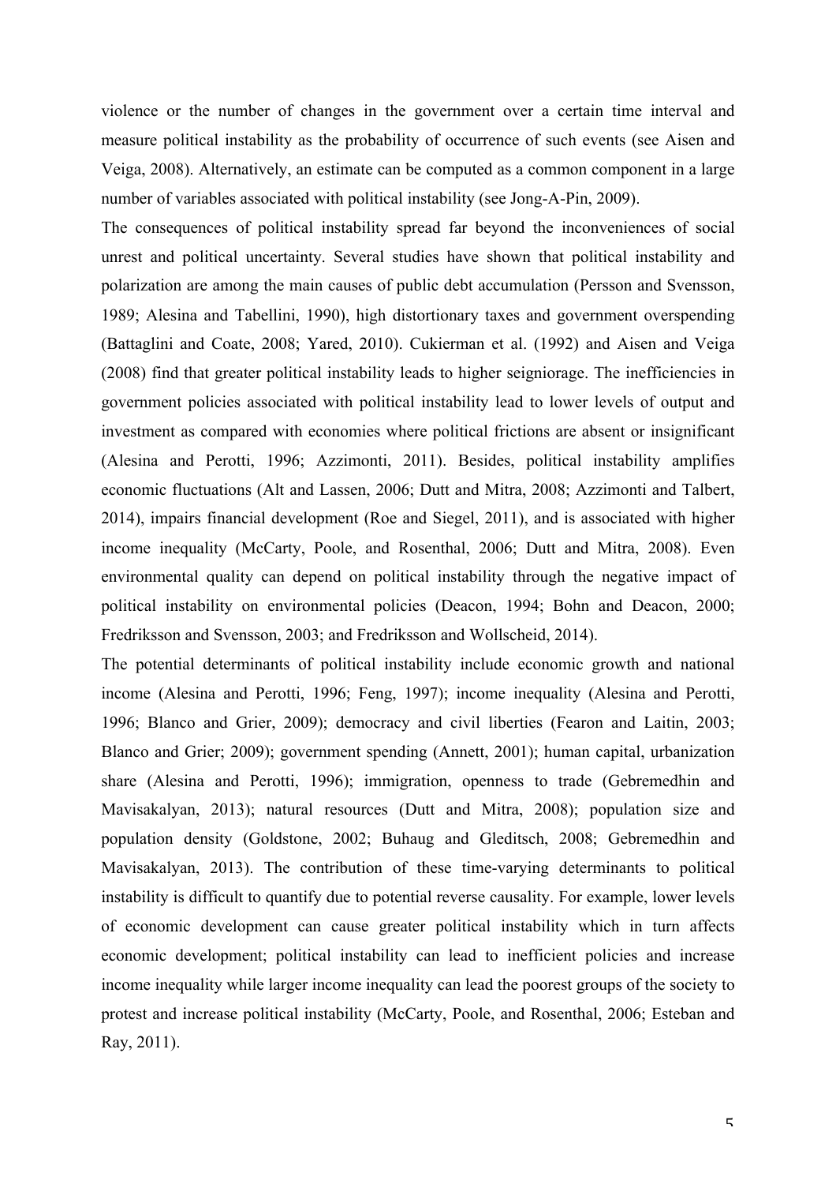violence or the number of changes in the government over a certain time interval and measure political instability as the probability of occurrence of such events (see Aisen and Veiga, 2008). Alternatively, an estimate can be computed as a common component in a large number of variables associated with political instability (see Jong-A-Pin, 2009).

The consequences of political instability spread far beyond the inconveniences of social unrest and political uncertainty. Several studies have shown that political instability and polarization are among the main causes of public debt accumulation (Persson and Svensson, 1989; Alesina and Tabellini, 1990), high distortionary taxes and government overspending (Battaglini and Coate, 2008; Yared, 2010). Cukierman et al. (1992) and Aisen and Veiga (2008) find that greater political instability leads to higher seigniorage. The inefficiencies in government policies associated with political instability lead to lower levels of output and investment as compared with economies where political frictions are absent or insignificant (Alesina and Perotti, 1996; Azzimonti, 2011). Besides, political instability amplifies economic fluctuations (Alt and Lassen, 2006; Dutt and Mitra, 2008; Azzimonti and Talbert, 2014), impairs financial development (Roe and Siegel, 2011), and is associated with higher income inequality (McCarty, Poole, and Rosenthal, 2006; Dutt and Mitra, 2008). Even environmental quality can depend on political instability through the negative impact of political instability on environmental policies (Deacon, 1994; Bohn and Deacon, 2000; Fredriksson and Svensson, 2003; and Fredriksson and Wollscheid, 2014).

The potential determinants of political instability include economic growth and national income (Alesina and Perotti, 1996; Feng, 1997); income inequality (Alesina and Perotti, 1996; Blanco and Grier, 2009); democracy and civil liberties (Fearon and Laitin, 2003; Blanco and Grier; 2009); government spending (Annett, 2001); human capital, urbanization share (Alesina and Perotti, 1996); immigration, openness to trade (Gebremedhin and Mavisakalyan, 2013); natural resources (Dutt and Mitra, 2008); population size and population density (Goldstone, 2002; Buhaug and Gleditsch, 2008; Gebremedhin and Mavisakalyan, 2013). The contribution of these time-varying determinants to political instability is difficult to quantify due to potential reverse causality. For example, lower levels of economic development can cause greater political instability which in turn affects economic development; political instability can lead to inefficient policies and increase income inequality while larger income inequality can lead the poorest groups of the society to protest and increase political instability (McCarty, Poole, and Rosenthal, 2006; Esteban and Ray, 2011).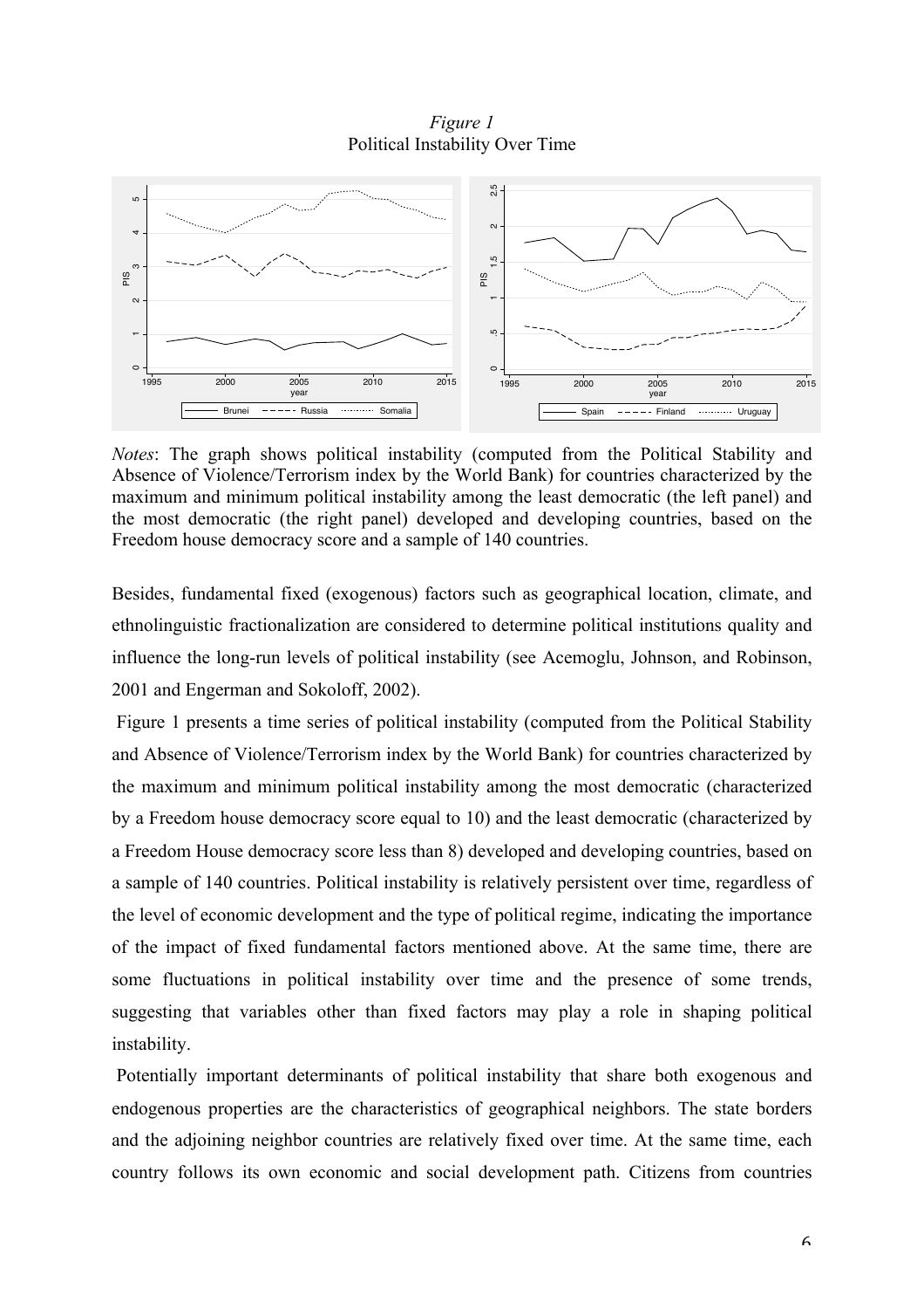*Figure 1*
Political Instability Over Time

*Notes*: The graph shows political instability (computed from the Political Stability and Absence of Violence/Terrorism index by the World Bank) for countries characterized by the maximum and minimum political instability among the least democratic (the left panel) and the most democratic (the right panel) developed and developing countries, based on the Freedom house democracy score and a sample of 140 countries.

Besides, fundamental fixed (exogenous) factors such as geographical location, climate, and ethnolinguistic fractionalization are considered to determine political institutions quality and influence the long-run levels of political instability (see Acemoglu, Johnson, and Robinson, 2001 and Engerman and Sokoloff, 2002).

Figure 1 presents a time series of political instability (computed from the Political Stability and Absence of Violence/Terrorism index by the World Bank) for countries characterized by the maximum and minimum political instability among the most democratic (characterized by a Freedom house democracy score equal to 10) and the least democratic (characterized by a Freedom House democracy score less than 8) developed and developing countries, based on a sample of 140 countries. Political instability is relatively persistent over time, regardless of the level of economic development and the type of political regime, indicating the importance of the impact of fixed fundamental factors mentioned above. At the same time, there are some fluctuations in political instability over time and the presence of some trends, suggesting that variables other than fixed factors may play a role in shaping political instability.

Potentially important determinants of political instability that share both exogenous and endogenous properties are the characteristics of geographical neighbors. The state borders and the adjoining neighbor countries are relatively fixed over time. At the same time, each country follows its own economic and social development path. Citizens from countries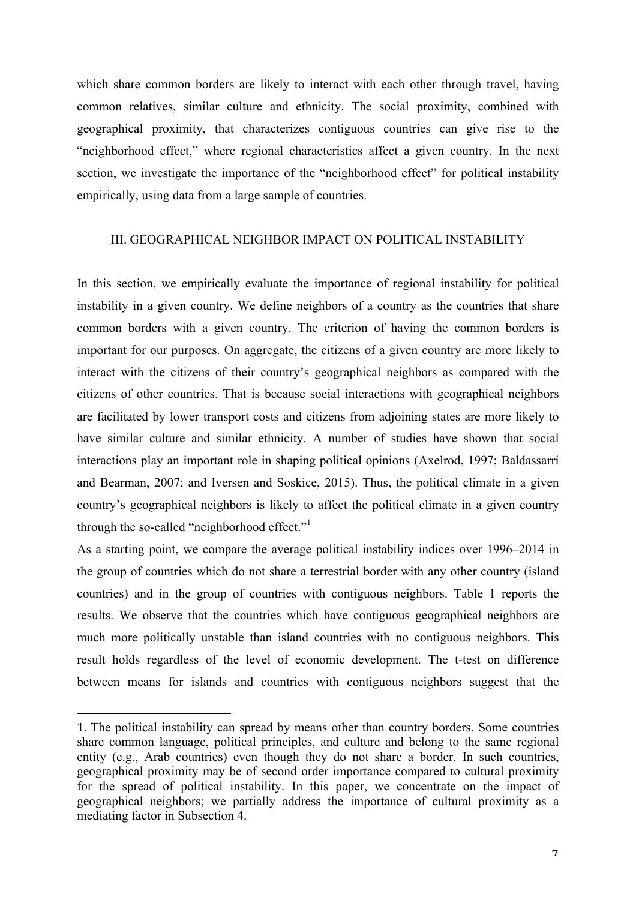which share common borders are likely to interact with each other through travel, having common relatives, similar culture and ethnicity. The social proximity, combined with geographical proximity, that characterizes contiguous countries can give rise to the "neighborhood effect," where regional characteristics affect a given country. In the next section, we investigate the importance of the "neighborhood effect" for political instability empirically, using data from a large sample of countries.

## III. GEOGRAPHICAL NEIGHBOR IMPACT ON POLITICAL INSTABILITY

In this section, we empirically evaluate the importance of regional instability for political instability in a given country. We define neighbors of a country as the countries that share common borders with a given country. The criterion of having the common borders is important for our purposes. On aggregate, the citizens of a given country are more likely to interact with the citizens of their country's geographical neighbors as compared with the citizens of other countries. That is because social interactions with geographical neighbors are facilitated by lower transport costs and citizens from adjoining states are more likely to have similar culture and similar ethnicity. A number of studies have shown that social interactions play an important role in shaping political opinions (Axelrod, 1997; Baldassarri and Bearman, 2007; and Iversen and Soskice, 2015). Thus, the political climate in a given country's geographical neighbors is likely to affect the political climate in a given country through the so-called "neighborhood effect."[1]

As a starting point, we compare the average political instability indices over 1996–2014 in the group of countries which do not share a terrestrial border with any other country (island countries) and in the group of countries with contiguous neighbors. Table 1 reports the results. We observe that the countries which have contiguous geographical neighbors are much more politically unstable than island countries with no contiguous neighbors. This result holds regardless of the level of economic development. The t-test on difference between means for islands and countries with contiguous neighbors suggest that the

---

1. The political instability can spread by means other than country borders. Some countries share common language, political principles, and culture and belong to the same regional entity (e.g., Arab countries) even though they do not share a border. In such countries, geographical proximity may be of second order importance compared to cultural proximity for the spread of political instability. In this paper, we concentrate on the impact of geographical neighbors; we partially address the importance of cultural proximity as a mediating factor in Subsection 4.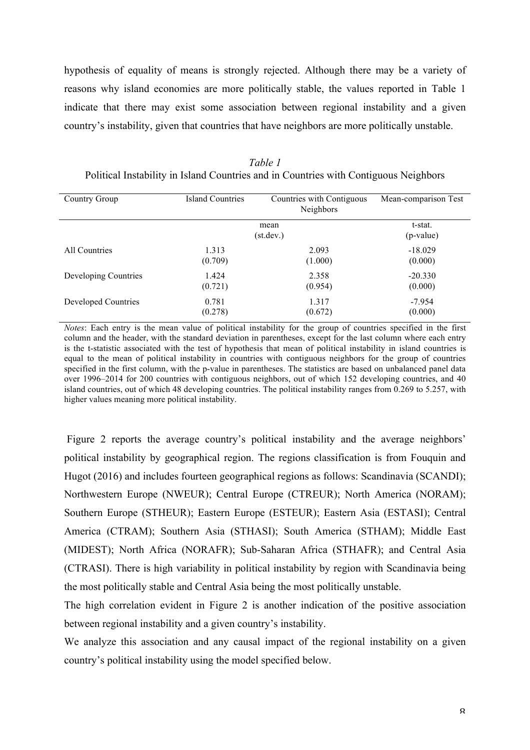hypothesis of equality of means is strongly rejected. Although there may be a variety of reasons why island economies are more politically stable, the values reported in Table 1 indicate that there may exist some association between regional instability and a given country's instability, given that countries that have neighbors are more politically unstable.

*Table 1*

Political Instability in Island Countries and in Countries with Contiguous Neighbors

| Country Group | Island Countries | Countries with Contiguous Neighbors | Mean-comparison Test |
|---|---|---|---|
| | mean (st.dev.) | | t-stat. (p-value) |
| All Countries | 1.313 (0.709) | 2.093 (1.000) | -18.029 (0.000) |
| Developing Countries | 1.424 (0.721) | 2.358 (0.954) | -20.330 (0.000) |
| Developed Countries | 0.781 (0.278) | 1.317 (0.672) | -7.954 (0.000) |

*Notes*: Each entry is the mean value of political instability for the group of countries specified in the first column and the header, with the standard deviation in parentheses, except for the last column where each entry is the t-statistic associated with the test of hypothesis that mean of political instability in island countries is equal to the mean of political instability in countries with contiguous neighbors for the group of countries specified in the first column, with the p-value in parentheses. The statistics are based on unbalanced panel data over 1996–2014 for 200 countries with contiguous neighbors, out of which 152 developing countries, and 40 island countries, out of which 48 developing countries. The political instability ranges from 0.269 to 5.257, with higher values meaning more political instability.

Figure 2 reports the average country's political instability and the average neighbors' political instability by geographical region. The regions classification is from Fouquin and Hugot (2016) and includes fourteen geographical regions as follows: Scandinavia (SCANDI); Northwestern Europe (NWEUR); Central Europe (CTREUR); North America (NORAM); Southern Europe (STHEUR); Eastern Europe (ESTEUR); Eastern Asia (ESTASI); Central America (CTRAM); Southern Asia (STHASI); South America (STHAM); Middle East (MIDEST); North Africa (NORAFR); Sub-Saharan Africa (STHAFR); and Central Asia (CTRASI). There is high variability in political instability by region with Scandinavia being the most politically stable and Central Asia being the most politically unstable.

The high correlation evident in Figure 2 is another indication of the positive association between regional instability and a given country's instability.

We analyze this association and any causal impact of the regional instability on a given country's political instability using the model specified below.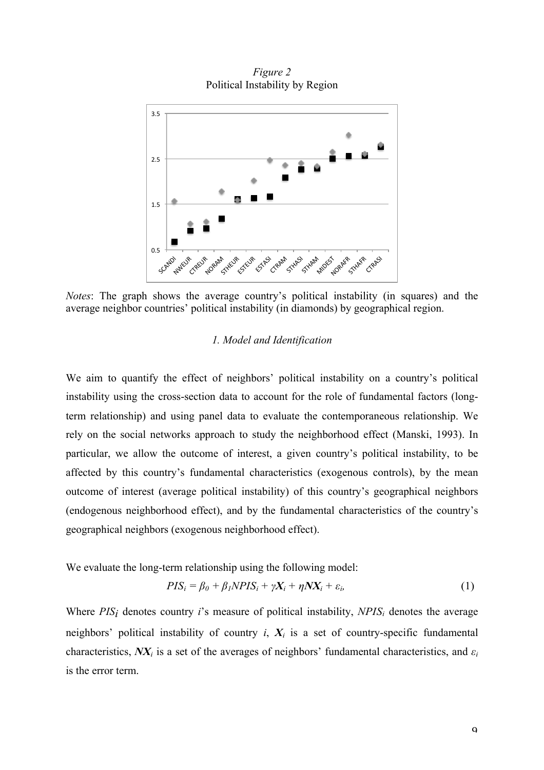*Figure 2*
Political Instability by Region

*Notes*: The graph shows the average country's political instability (in squares) and the average neighbor countries' political instability (in diamonds) by geographical region.

*1. Model and Identification*

We aim to quantify the effect of neighbors' political instability on a country's political instability using the cross-section data to account for the role of fundamental factors (long-term relationship) and using panel data to evaluate the contemporaneous relationship. We rely on the social networks approach to study the neighborhood effect (Manski, 1993). In particular, we allow the outcome of interest, a given country's political instability, to be affected by this country's fundamental characteristics (exogenous controls), by the mean outcome of interest (average political instability) of this country's geographical neighbors (endogenous neighborhood effect), and by the fundamental characteristics of the country's geographical neighbors (exogenous neighborhood effect).

We evaluate the long-term relationship using the following model:

$$PIS_i = \beta_0 + \beta_1 NPIS_i + \gamma \boldsymbol{X}_i + \eta \boldsymbol{NX}_i + \varepsilon_i, \tag{1}$$

Where $PIS_i$ denotes country $i$'s measure of political instability, $NPIS_i$ denotes the average neighbors' political instability of country $i$, $\boldsymbol{X}_i$ is a set of country-specific fundamental characteristics, $\boldsymbol{NX}_i$ is a set of the averages of neighbors' fundamental characteristics, and $\varepsilon_i$ is the error term.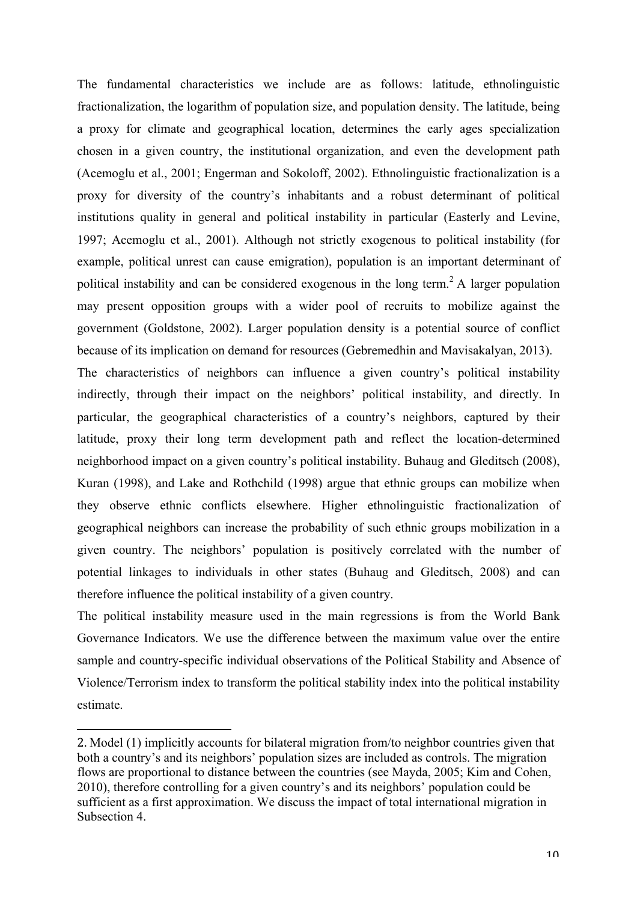The fundamental characteristics we include are as follows: latitude, ethnolinguistic fractionalization, the logarithm of population size, and population density. The latitude, being a proxy for climate and geographical location, determines the early ages specialization chosen in a given country, the institutional organization, and even the development path (Acemoglu et al., 2001; Engerman and Sokoloff, 2002). Ethnolinguistic fractionalization is a proxy for diversity of the country's inhabitants and a robust determinant of political institutions quality in general and political instability in particular (Easterly and Levine, 1997; Acemoglu et al., 2001). Although not strictly exogenous to political instability (for example, political unrest can cause emigration), population is an important determinant of political instability and can be considered exogenous in the long term.[2] A larger population may present opposition groups with a wider pool of recruits to mobilize against the government (Goldstone, 2002). Larger population density is a potential source of conflict because of its implication on demand for resources (Gebremedhin and Mavisakalyan, 2013).

The characteristics of neighbors can influence a given country's political instability indirectly, through their impact on the neighbors' political instability, and directly. In particular, the geographical characteristics of a country's neighbors, captured by their latitude, proxy their long term development path and reflect the location-determined neighborhood impact on a given country's political instability. Buhaug and Gleditsch (2008), Kuran (1998), and Lake and Rothchild (1998) argue that ethnic groups can mobilize when they observe ethnic conflicts elsewhere. Higher ethnolinguistic fractionalization of geographical neighbors can increase the probability of such ethnic groups mobilization in a given country. The neighbors' population is positively correlated with the number of potential linkages to individuals in other states (Buhaug and Gleditsch, 2008) and can therefore influence the political instability of a given country.

The political instability measure used in the main regressions is from the World Bank Governance Indicators. We use the difference between the maximum value over the entire sample and country-specific individual observations of the Political Stability and Absence of Violence/Terrorism index to transform the political stability index into the political instability estimate.

---

2. Model (1) implicitly accounts for bilateral migration from/to neighbor countries given that both a country's and its neighbors' population sizes are included as controls. The migration flows are proportional to distance between the countries (see Mayda, 2005; Kim and Cohen, 2010), therefore controlling for a given country's and its neighbors' population could be sufficient as a first approximation. We discuss the impact of total international migration in Subsection 4.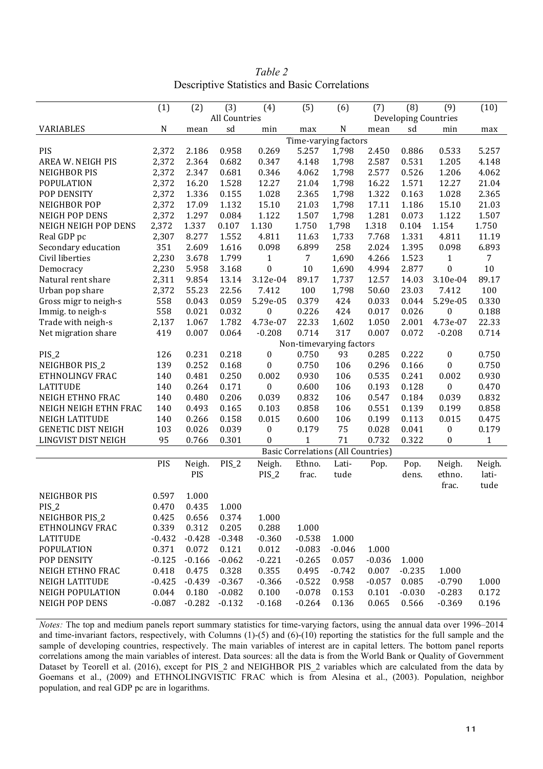*Table 2*
Descriptive Statistics and Basic Correlations

| | (1) | (2) | (3) | (4) | (5) | (6) | (7) | (8) | (9) | (10) |
|---|---|---|---|---|---|---|---|---|---|---|
| | All Countries | | | | | Developing Countries | | | | |
| VARIABLES | N | mean | sd | min | max | N | mean | sd | min | max |
| | Time-varying factors | | | | | | | | | |
| PIS | 2,372 | 2.186 | 0.958 | 0.269 | 5.257 | 1,798 | 2.450 | 0.886 | 0.533 | 5.257 |
| AREA W. NEIGH PIS | 2,372 | 2.364 | 0.682 | 0.347 | 4.148 | 1,798 | 2.587 | 0.531 | 1.205 | 4.148 |
| NEIGHBOR PIS | 2,372 | 2.347 | 0.681 | 0.346 | 4.062 | 1,798 | 2.577 | 0.526 | 1.206 | 4.062 |
| POPULATION | 2,372 | 16.20 | 1.528 | 12.27 | 21.04 | 1,798 | 16.22 | 1.571 | 12.27 | 21.04 |
| POP DENSITY | 2,372 | 1.336 | 0.155 | 1.028 | 2.365 | 1,798 | 1.322 | 0.163 | 1.028 | 2.365 |
| NEIGHBOR POP | 2,372 | 17.09 | 1.132 | 15.10 | 21.03 | 1,798 | 17.11 | 1.186 | 15.10 | 21.03 |
| NEIGH POP DENS | 2,372 | 1.297 | 0.084 | 1.122 | 1.507 | 1,798 | 1.281 | 0.073 | 1.122 | 1.507 |
| NEIGH NEIGH POP DENS | 2,372 | 1.337 | 0.107 | 1.130 | 1.750 | 1,798 | 1.318 | 0.104 | 1.154 | 1.750 |
| Real GDP pc | 2,307 | 8.277 | 1.552 | 4.811 | 11.63 | 1,733 | 7.768 | 1.331 | 4.811 | 11.19 |
| Secondary education | 351 | 2.609 | 1.616 | 0.098 | 6.899 | 258 | 2.024 | 1.395 | 0.098 | 6.893 |
| Civil liberties | 2,230 | 3.678 | 1.799 | 1 | 7 | 1,690 | 4.266 | 1.523 | 1 | 7 |
| Democracy | 2,230 | 5.958 | 3.168 | 0 | 10 | 1,690 | 4.994 | 2.877 | 0 | 10 |
| Natural rent share | 2,311 | 9.854 | 13.14 | 3.12e-04 | 89.17 | 1,737 | 12.57 | 14.03 | 3.10e-04 | 89.17 |
| Urban pop share | 2,372 | 55.23 | 22.56 | 7.412 | 100 | 1,798 | 50.60 | 23.03 | 7.412 | 100 |
| Gross migr to neigh-s | 558 | 0.043 | 0.059 | 5.29e-05 | 0.379 | 424 | 0.033 | 0.044 | 5.29e-05 | 0.330 |
| Immig. to neigh-s | 558 | 0.021 | 0.032 | 0 | 0.226 | 424 | 0.017 | 0.026 | 0 | 0.188 |
| Trade with neigh-s | 2,137 | 1.067 | 1.782 | 4.73e-07 | 22.33 | 1,602 | 1.050 | 2.001 | 4.73e-07 | 22.33 |
| Net migration share | 419 | 0.007 | 0.064 | -0.208 | 0.714 | 317 | 0.007 | 0.072 | -0.208 | 0.714 |
| | Non-timevarying factors | | | | | | | | | |
| PIS_2 | 126 | 0.231 | 0.218 | 0 | 0.750 | 93 | 0.285 | 0.222 | 0 | 0.750 |
| NEIGHBOR PIS_2 | 139 | 0.252 | 0.168 | 0 | 0.750 | 106 | 0.296 | 0.166 | 0 | 0.750 |
| ETHNOLINGV FRAC | 140 | 0.481 | 0.250 | 0.002 | 0.930 | 106 | 0.535 | 0.241 | 0.002 | 0.930 |
| LATITUDE | 140 | 0.264 | 0.171 | 0 | 0.600 | 106 | 0.193 | 0.128 | 0 | 0.470 |
| NEIGH ETHNO FRAC | 140 | 0.480 | 0.206 | 0.039 | 0.832 | 106 | 0.547 | 0.184 | 0.039 | 0.832 |
| NEIGH NEIGH ETHN FRAC | 140 | 0.493 | 0.165 | 0.103 | 0.858 | 106 | 0.551 | 0.139 | 0.199 | 0.858 |
| NEIGH LATITUDE | 140 | 0.266 | 0.158 | 0.015 | 0.600 | 106 | 0.199 | 0.113 | 0.015 | 0.475 |
| GENETIC DIST NEIGH | 103 | 0.026 | 0.039 | 0 | 0.179 | 75 | 0.028 | 0.041 | 0 | 0.179 |
| LINGVIST DIST NEIGH | 95 | 0.766 | 0.301 | 0 | 1 | 71 | 0.732 | 0.322 | 0 | 1 |

Basic Correlations (All Countries)

| | PIS | Neigh. PIS | PIS_2 | Neigh. PIS_2 | Ethno. frac. | Latitude | Pop. | Pop. dens. | Neigh. ethno. frac. | Neigh. latitude |
|---|---|---|---|---|---|---|---|---|---|---|
| NEIGHBOR PIS | 0.597 | 1.000 | | | | | | | | |
| PIS_2 | 0.470 | 0.435 | 1.000 | | | | | | | |
| NEIGHBOR PIS_2 | 0.425 | 0.656 | 0.374 | 1.000 | | | | | | |
| ETHNOLINGV FRAC | 0.339 | 0.312 | 0.205 | 0.288 | 1.000 | | | | | |
| LATITUDE | -0.432 | -0.428 | -0.348 | -0.360 | -0.538 | 1.000 | | | | |
| POPULATION | 0.371 | 0.072 | 0.121 | 0.012 | -0.083 | -0.046 | 1.000 | | | |
| POP DENSITY | -0.125 | -0.166 | -0.062 | -0.221 | -0.265 | 0.057 | -0.036 | 1.000 | | |
| NEIGH ETHNO FRAC | 0.418 | 0.475 | 0.328 | 0.355 | 0.495 | -0.742 | 0.007 | -0.235 | 1.000 | |
| NEIGH LATITUDE | -0.425 | -0.439 | -0.367 | -0.366 | -0.522 | 0.958 | -0.057 | 0.085 | -0.790 | 1.000 |
| NEIGH POPULATION | 0.044 | 0.180 | -0.082 | 0.100 | -0.078 | 0.153 | 0.101 | -0.030 | -0.283 | 0.172 |
| NEIGH POP DENS | -0.087 | -0.282 | -0.132 | -0.168 | -0.264 | 0.136 | 0.065 | 0.566 | -0.369 | 0.196 |

*Notes:* The top and medium panels report summary statistics for time-varying factors, using the annual data over 1996–2014 and time-invariant factors, respectively, with Columns (1)-(5) and (6)-(10) reporting the statistics for the full sample and the sample of developing countries, respectively. The main variables of interest are in capital letters. The bottom panel reports correlations among the main variables of interest. Data sources: all the data is from the World Bank or Quality of Government Dataset by Teorell et al. (2016), except for PIS_2 and NEIGHBOR PIS_2 variables which are calculated from the data by Goemans et al., (2009) and ETHNOLINGVISTIC FRAC which is from Alesina et al., (2003). Population, neighbor population, and real GDP pc are in logarithms.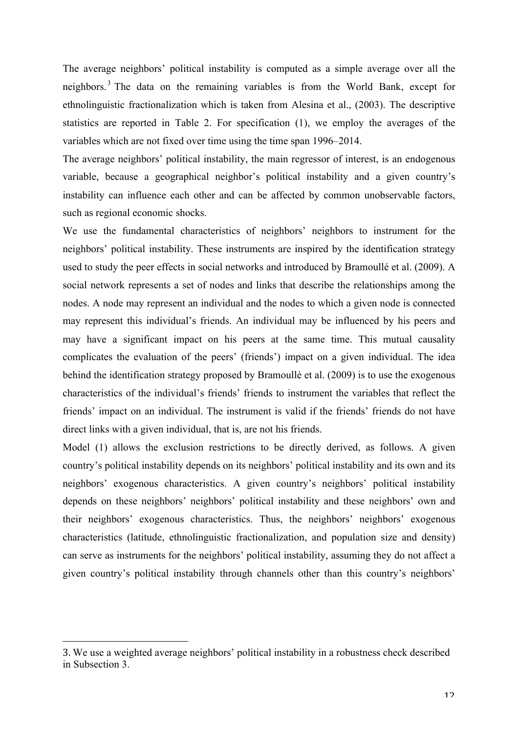The average neighbors' political instability is computed as a simple average over all the neighbors.[3] The data on the remaining variables is from the World Bank, except for ethnolinguistic fractionalization which is taken from Alesina et al., (2003). The descriptive statistics are reported in Table 2. For specification (1), we employ the averages of the variables which are not fixed over time using the time span 1996–2014.

The average neighbors' political instability, the main regressor of interest, is an endogenous variable, because a geographical neighbor's political instability and a given country's instability can influence each other and can be affected by common unobservable factors, such as regional economic shocks.

We use the fundamental characteristics of neighbors' neighbors to instrument for the neighbors' political instability. These instruments are inspired by the identification strategy used to study the peer effects in social networks and introduced by Bramoullé et al. (2009). A social network represents a set of nodes and links that describe the relationships among the nodes. A node may represent an individual and the nodes to which a given node is connected may represent this individual's friends. An individual may be influenced by his peers and may have a significant impact on his peers at the same time. This mutual causality complicates the evaluation of the peers' (friends') impact on a given individual. The idea behind the identification strategy proposed by Bramoullé et al. (2009) is to use the exogenous characteristics of the individual's friends' friends to instrument the variables that reflect the friends' impact on an individual. The instrument is valid if the friends' friends do not have direct links with a given individual, that is, are not his friends.

Model (1) allows the exclusion restrictions to be directly derived, as follows. A given country's political instability depends on its neighbors' political instability and its own and its neighbors' exogenous characteristics. A given country's neighbors' political instability depends on these neighbors' neighbors' political instability and these neighbors' own and their neighbors' exogenous characteristics. Thus, the neighbors' neighbors' exogenous characteristics (latitude, ethnolinguistic fractionalization, and population size and density) can serve as instruments for the neighbors' political instability, assuming they do not affect a given country's political instability through channels other than this country's neighbors'

---

3. We use a weighted average neighbors' political instability in a robustness check described in Subsection 3.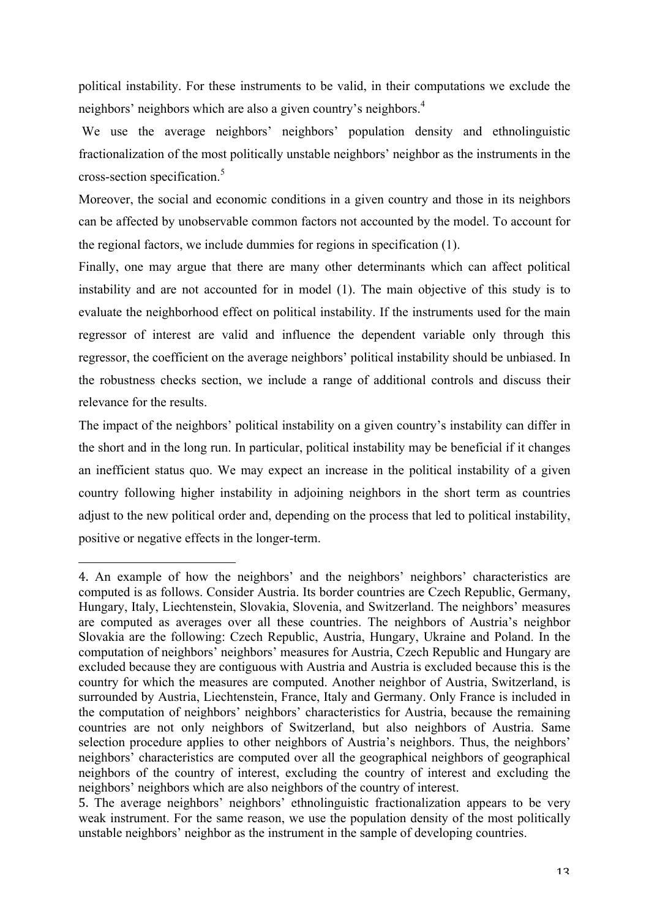political instability. For these instruments to be valid, in their computations we exclude the neighbors' neighbors which are also a given country's neighbors.[4]

We use the average neighbors' neighbors' population density and ethnolinguistic fractionalization of the most politically unstable neighbors' neighbor as the instruments in the cross-section specification.[5]

Moreover, the social and economic conditions in a given country and those in its neighbors can be affected by unobservable common factors not accounted by the model. To account for the regional factors, we include dummies for regions in specification (1).

Finally, one may argue that there are many other determinants which can affect political instability and are not accounted for in model (1). The main objective of this study is to evaluate the neighborhood effect on political instability. If the instruments used for the main regressor of interest are valid and influence the dependent variable only through this regressor, the coefficient on the average neighbors' political instability should be unbiased. In the robustness checks section, we include a range of additional controls and discuss their relevance for the results.

The impact of the neighbors' political instability on a given country's instability can differ in the short and in the long run. In particular, political instability may be beneficial if it changes an inefficient status quo. We may expect an increase in the political instability of a given country following higher instability in adjoining neighbors in the short term as countries adjust to the new political order and, depending on the process that led to political instability, positive or negative effects in the longer-term.

---

4. An example of how the neighbors' and the neighbors' neighbors' characteristics are computed is as follows. Consider Austria. Its border countries are Czech Republic, Germany, Hungary, Italy, Liechtenstein, Slovakia, Slovenia, and Switzerland. The neighbors' measures are computed as averages over all these countries. The neighbors of Austria's neighbor Slovakia are the following: Czech Republic, Austria, Hungary, Ukraine and Poland. In the computation of neighbors' neighbors' measures for Austria, Czech Republic and Hungary are excluded because they are contiguous with Austria and Austria is excluded because this is the country for which the measures are computed. Another neighbor of Austria, Switzerland, is surrounded by Austria, Liechtenstein, France, Italy and Germany. Only France is included in the computation of neighbors' neighbors' characteristics for Austria, because the remaining countries are not only neighbors of Switzerland, but also neighbors of Austria. Same selection procedure applies to other neighbors of Austria's neighbors. Thus, the neighbors' neighbors' characteristics are computed over all the geographical neighbors of geographical neighbors of the country of interest, excluding the country of interest and excluding the neighbors' neighbors which are also neighbors of the country of interest.

5. The average neighbors' neighbors' ethnolinguistic fractionalization appears to be very weak instrument. For the same reason, we use the population density of the most politically unstable neighbors' neighbor as the instrument in the sample of developing countries.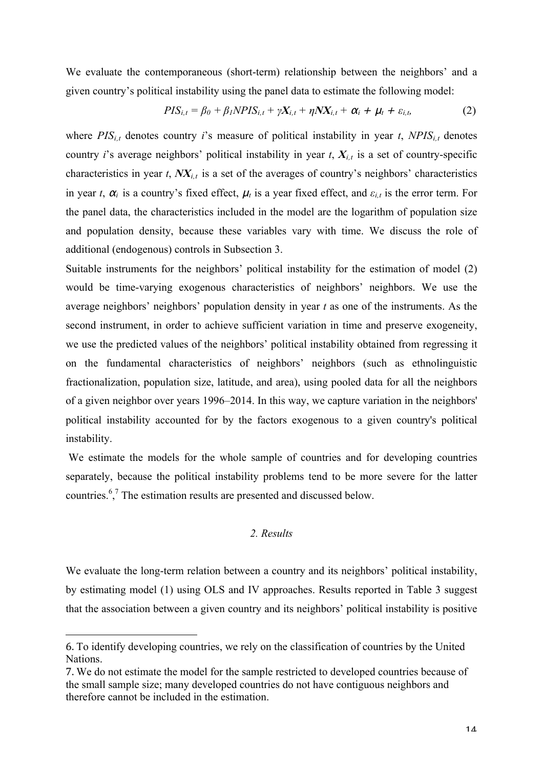We evaluate the contemporaneous (short-term) relationship between the neighbors' and a given country's political instability using the panel data to estimate the following model:

$$PIS_{i,t} = \beta_0 + \beta_1 NPIS_{i,t} + \gamma \boldsymbol{X}_{i,t} + \eta \boldsymbol{NX}_{i,t} + \alpha_i + \mu_t + \varepsilon_{i,t}, \quad (2)$$

where $PIS_{i,t}$ denotes country $i$'s measure of political instability in year $t$, $NPIS_{i,t}$ denotes country $i$'s average neighbors' political instability in year $t$, $\boldsymbol{X}_{i,t}$ is a set of country-specific characteristics in year $t$, $\boldsymbol{NX}_{i,t}$ is a set of the averages of country's neighbors' characteristics in year $t$, $\alpha_i$ is a country's fixed effect, $\mu_t$ is a year fixed effect, and $\varepsilon_{i,t}$ is the error term. For the panel data, the characteristics included in the model are the logarithm of population size and population density, because these variables vary with time. We discuss the role of additional (endogenous) controls in Subsection 3.

Suitable instruments for the neighbors' political instability for the estimation of model (2) would be time-varying exogenous characteristics of neighbors' neighbors. We use the average neighbors' neighbors' population density in year $t$ as one of the instruments. As the second instrument, in order to achieve sufficient variation in time and preserve exogeneity, we use the predicted values of the neighbors' political instability obtained from regressing it on the fundamental characteristics of neighbors' neighbors (such as ethnolinguistic fractionalization, population size, latitude, and area), using pooled data for all the neighbors of a given neighbor over years 1996–2014. In this way, we capture variation in the neighbors' political instability accounted for by the factors exogenous to a given country's political instability.

We estimate the models for the whole sample of countries and for developing countries separately, because the political instability problems tend to be more severe for the latter countries.[6],[7] The estimation results are presented and discussed below.

## *2. Results*

We evaluate the long-term relation between a country and its neighbors' political instability, by estimating model (1) using OLS and IV approaches. Results reported in Table 3 suggest that the association between a given country and its neighbors' political instability is positive

---

6. To identify developing countries, we rely on the classification of countries by the United Nations.

7. We do not estimate the model for the sample restricted to developed countries because of the small sample size; many developed countries do not have contiguous neighbors and therefore cannot be included in the estimation.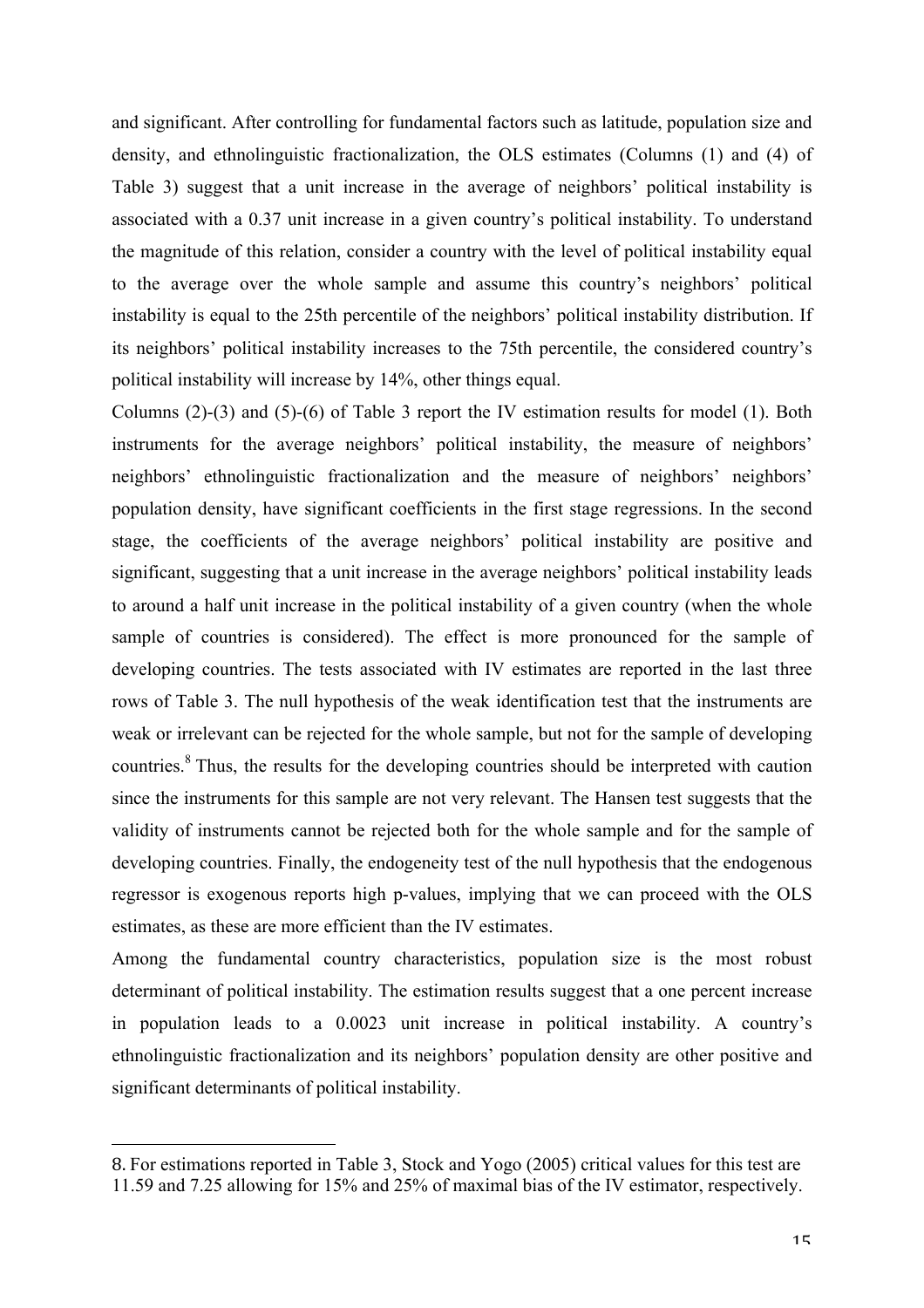and significant. After controlling for fundamental factors such as latitude, population size and density, and ethnolinguistic fractionalization, the OLS estimates (Columns (1) and (4) of Table 3) suggest that a unit increase in the average of neighbors' political instability is associated with a 0.37 unit increase in a given country's political instability. To understand the magnitude of this relation, consider a country with the level of political instability equal to the average over the whole sample and assume this country's neighbors' political instability is equal to the 25th percentile of the neighbors' political instability distribution. If its neighbors' political instability increases to the 75th percentile, the considered country's political instability will increase by 14%, other things equal.

Columns (2)-(3) and (5)-(6) of Table 3 report the IV estimation results for model (1). Both instruments for the average neighbors' political instability, the measure of neighbors' neighbors' ethnolinguistic fractionalization and the measure of neighbors' neighbors' population density, have significant coefficients in the first stage regressions. In the second stage, the coefficients of the average neighbors' political instability are positive and significant, suggesting that a unit increase in the average neighbors' political instability leads to around a half unit increase in the political instability of a given country (when the whole sample of countries is considered). The effect is more pronounced for the sample of developing countries. The tests associated with IV estimates are reported in the last three rows of Table 3. The null hypothesis of the weak identification test that the instruments are weak or irrelevant can be rejected for the whole sample, but not for the sample of developing countries.[8] Thus, the results for the developing countries should be interpreted with caution since the instruments for this sample are not very relevant. The Hansen test suggests that the validity of instruments cannot be rejected both for the whole sample and for the sample of developing countries. Finally, the endogeneity test of the null hypothesis that the endogenous regressor is exogenous reports high p-values, implying that we can proceed with the OLS estimates, as these are more efficient than the IV estimates.

Among the fundamental country characteristics, population size is the most robust determinant of political instability. The estimation results suggest that a one percent increase in population leads to a 0.0023 unit increase in political instability. A country's ethnolinguistic fractionalization and its neighbors' population density are other positive and significant determinants of political instability.

---

8. For estimations reported in Table 3, Stock and Yogo (2005) critical values for this test are 11.59 and 7.25 allowing for 15% and 25% of maximal bias of the IV estimator, respectively.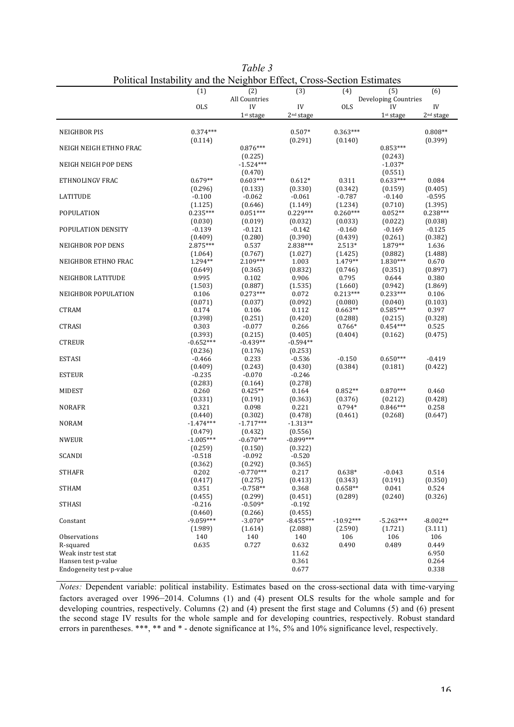*Table 3*
Political Instability and the Neighbor Effect, Cross-Section Estimates

| | (1) | (2) | (3) | (4) | (5) | (6) |
|---|---|---|---|---|---|---|
| | | All Countries | | | Developing Countries | |
| | OLS | IV | IV | OLS | IV | IV |
| | | 1st stage | 2nd stage | | 1st stage | 2nd stage |
| NEIGHBOR PIS | 0.374*** | | 0.507* | 0.363*** | | 0.808** |
| | (0.114) | | (0.291) | (0.140) | | (0.399) |
| NEIGH NEIGH ETHNO FRAC | | 0.876*** | | | 0.853*** | |
| | | (0.225) | | | (0.243) | |
| NEIGH NEIGH POP DENS | | -1.524*** | | | -1.037* | |
| | | (0.470) | | | (0.551) | |
| ETHNOLINGV FRAC | 0.679** | 0.603*** | 0.612* | 0.311 | 0.633*** | 0.084 |
| | (0.296) | (0.133) | (0.330) | (0.342) | (0.159) | (0.405) |
| LATITUDE | -0.100 | -0.062 | -0.061 | -0.787 | -0.140 | -0.595 |
| | (1.125) | (0.646) | (1.149) | (1.234) | (0.710) | (1.395) |
| POPULATION | 0.235*** | 0.051*** | 0.229*** | 0.260*** | 0.052** | 0.238*** |
| | (0.030) | (0.019) | (0.032) | (0.033) | (0.022) | (0.038) |
| POPULATION DENSITY | -0.139 | -0.121 | -0.142 | -0.160 | -0.169 | -0.125 |
| | (0.409) | (0.280) | (0.390) | (0.439) | (0.261) | (0.382) |
| NEIGHBOR POP DENS | 2.875*** | 0.537 | 2.838*** | 2.513* | 1.879** | 1.636 |
| | (1.064) | (0.767) | (1.027) | (1.425) | (0.882) | (1.488) |
| NEIGHBOR ETHNO FRAC | 1.294** | 2.109*** | 1.003 | 1.479** | 1.830*** | 0.670 |
| | (0.649) | (0.365) | (0.832) | (0.746) | (0.351) | (0.897) |
| NEIGHBOR LATITUDE | 0.995 | 0.102 | 0.906 | 0.795 | 0.644 | 0.380 |
| | (1.503) | (0.887) | (1.535) | (1.660) | (0.942) | (1.869) |
| NEIGHBOR POPULATION | 0.106 | 0.273*** | 0.072 | 0.213*** | 0.233*** | 0.106 |
| | (0.071) | (0.037) | (0.092) | (0.080) | (0.040) | (0.103) |
| CTRAM | 0.174 | 0.106 | 0.112 | 0.663** | 0.585*** | 0.397 |
| | (0.398) | (0.251) | (0.420) | (0.288) | (0.215) | (0.328) |
| CTRASI | 0.303 | -0.077 | 0.266 | 0.766* | 0.454*** | 0.525 |
| | (0.393) | (0.215) | (0.405) | (0.404) | (0.162) | (0.475) |
| CTREUR | -0.652*** | -0.439** | -0.594** | | | |
| | (0.236) | (0.176) | (0.253) | | | |
| ESTASI | -0.466 | 0.233 | -0.536 | -0.150 | 0.650*** | -0.419 |
| | (0.409) | (0.243) | (0.430) | (0.384) | (0.181) | (0.422) |
| ESTEUR | -0.235 | -0.070 | -0.246 | | | |
| | (0.283) | (0.164) | (0.278) | | | |
| MIDEST | 0.260 | 0.425** | 0.164 | 0.852** | 0.870*** | 0.460 |
| | (0.331) | (0.191) | (0.363) | (0.376) | (0.212) | (0.428) |
| NORAFR | 0.321 | 0.098 | 0.221 | 0.794* | 0.846*** | 0.258 |
| | (0.440) | (0.302) | (0.478) | (0.461) | (0.268) | (0.647) |
| NORAM | -1.474*** | -1.717*** | -1.313** | | | |
| | (0.479) | (0.432) | (0.556) | | | |
| NWEUR | -1.005*** | -0.670*** | -0.899*** | | | |
| | (0.259) | (0.150) | (0.322) | | | |
| SCANDI | -0.518 | -0.092 | -0.520 | | | |
| | (0.362) | (0.292) | (0.365) | | | |
| STHAFR | 0.202 | -0.770*** | 0.217 | 0.638* | -0.043 | 0.514 |
| | (0.417) | (0.275) | (0.413) | (0.343) | (0.191) | (0.350) |
| STHAM | 0.351 | -0.758** | 0.368 | 0.658** | 0.041 | 0.524 |
| | (0.455) | (0.299) | (0.451) | (0.289) | (0.240) | (0.326) |
| STHASI | -0.216 | -0.509* | -0.192 | | | |
| | (0.460) | (0.266) | (0.455) | | | |
| Constant | -9.059*** | -3.070* | -8.455*** | -10.92*** | -5.263*** | -8.002** |
| | (1.989) | (1.614) | (2.088) | (2.590) | (1.721) | (3.111) |
| Observations | 140 | 140 | 140 | 106 | 106 | 106 |
| R-squared | 0.635 | 0.727 | 0.632 | 0.490 | 0.489 | 0.449 |
| Weak instr test stat | | | 11.62 | | | 6.950 |
| Hansen test p-value | | | 0.361 | | | 0.264 |
| Endogeneity test p-value | | | 0.677 | | | 0.338 |

*Notes:* Dependent variable: political instability. Estimates based on the cross-sectional data with time-varying factors averaged over 1996–2014. Columns (1) and (4) present OLS results for the whole sample and for developing countries, respectively. Columns (2) and (4) present the first stage and Columns (5) and (6) present the second stage IV results for the whole sample and for developing countries, respectively. Robust standard errors in parentheses. ***, ** and * - denote significance at 1%, 5% and 10% significance level, respectively.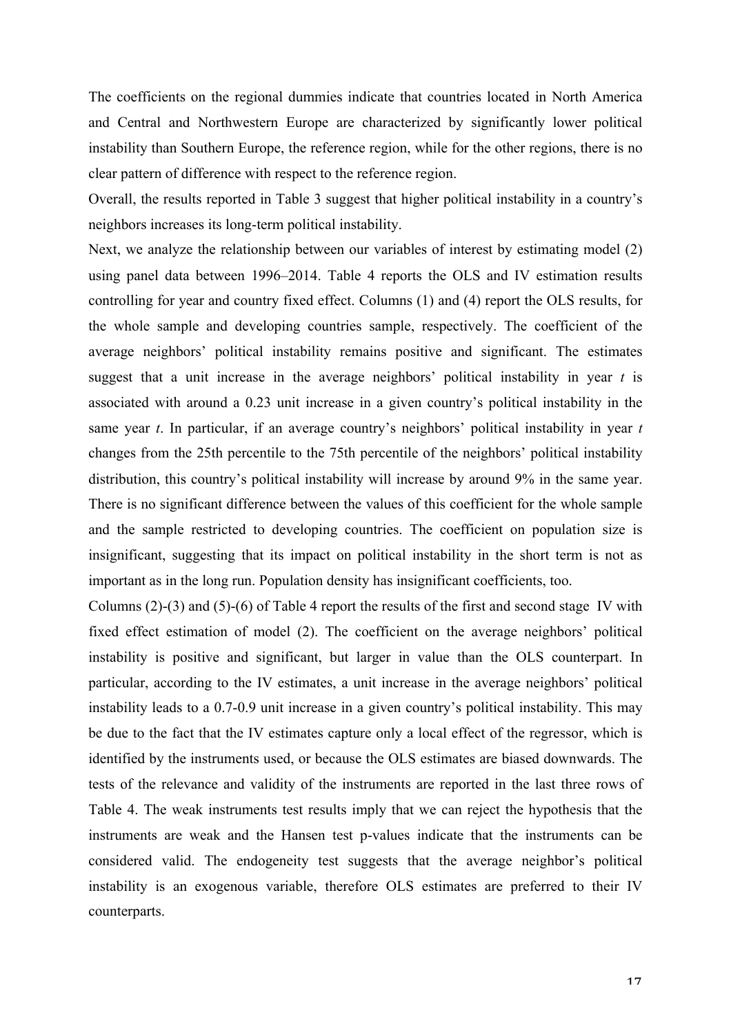The coefficients on the regional dummies indicate that countries located in North America and Central and Northwestern Europe are characterized by significantly lower political instability than Southern Europe, the reference region, while for the other regions, there is no clear pattern of difference with respect to the reference region.

Overall, the results reported in Table 3 suggest that higher political instability in a country's neighbors increases its long-term political instability.

Next, we analyze the relationship between our variables of interest by estimating model (2) using panel data between 1996–2014. Table 4 reports the OLS and IV estimation results controlling for year and country fixed effect. Columns (1) and (4) report the OLS results, for the whole sample and developing countries sample, respectively. The coefficient of the average neighbors' political instability remains positive and significant. The estimates suggest that a unit increase in the average neighbors' political instability in year *t* is associated with around a 0.23 unit increase in a given country's political instability in the same year *t*. In particular, if an average country's neighbors' political instability in year *t* changes from the 25th percentile to the 75th percentile of the neighbors' political instability distribution, this country's political instability will increase by around 9% in the same year. There is no significant difference between the values of this coefficient for the whole sample and the sample restricted to developing countries. The coefficient on population size is insignificant, suggesting that its impact on political instability in the short term is not as important as in the long run. Population density has insignificant coefficients, too.

Columns (2)-(3) and (5)-(6) of Table 4 report the results of the first and second stage IV with fixed effect estimation of model (2). The coefficient on the average neighbors' political instability is positive and significant, but larger in value than the OLS counterpart. In particular, according to the IV estimates, a unit increase in the average neighbors' political instability leads to a 0.7-0.9 unit increase in a given country's political instability. This may be due to the fact that the IV estimates capture only a local effect of the regressor, which is identified by the instruments used, or because the OLS estimates are biased downwards. The tests of the relevance and validity of the instruments are reported in the last three rows of Table 4. The weak instruments test results imply that we can reject the hypothesis that the instruments are weak and the Hansen test p-values indicate that the instruments can be considered valid. The endogeneity test suggests that the average neighbor's political instability is an exogenous variable, therefore OLS estimates are preferred to their IV counterparts.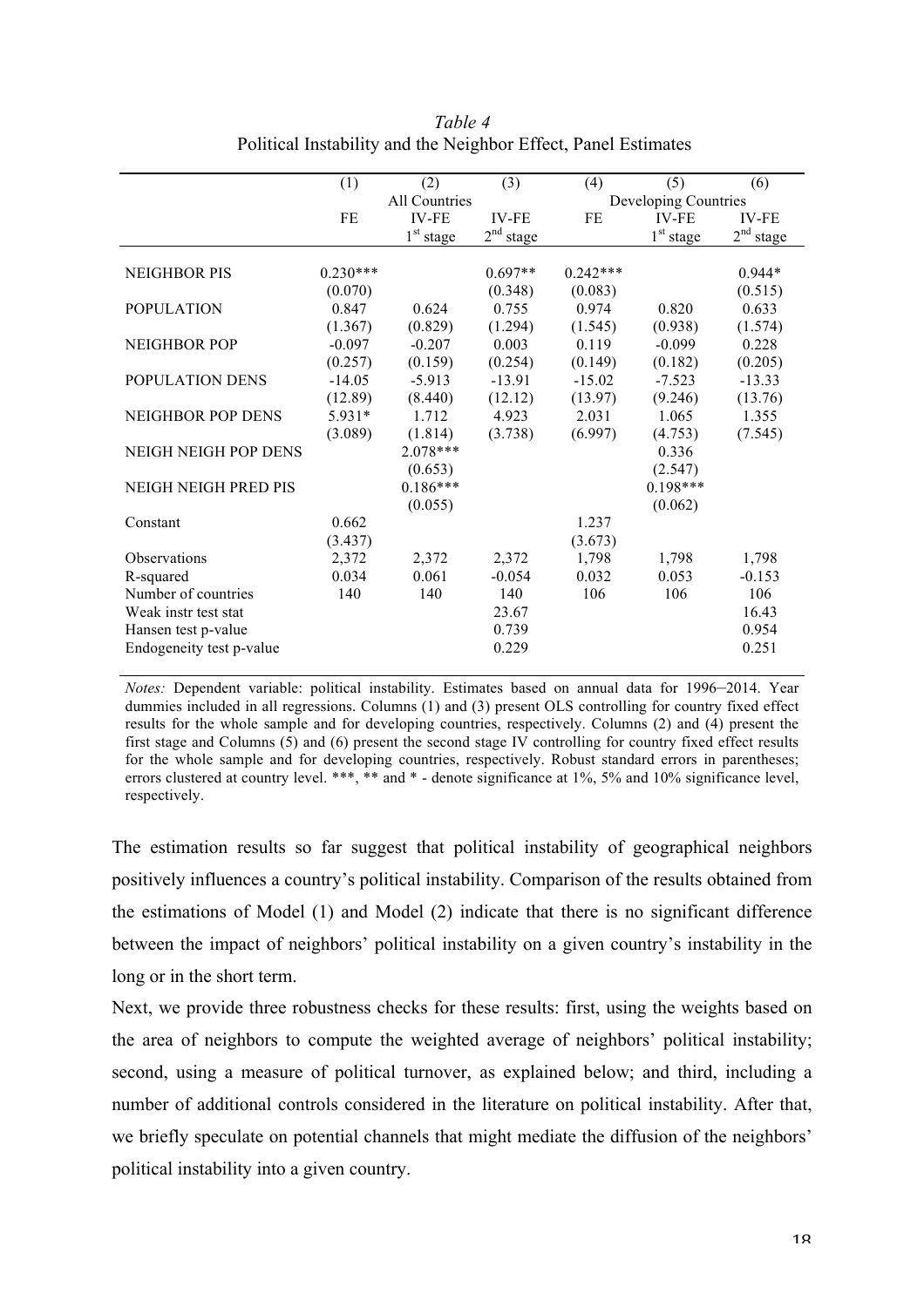*Table 4*
Political Instability and the Neighbor Effect, Panel Estimates

| | (1) | (2) | (3) | (4) | (5) | (6) |
|---|---|---|---|---|---|---|
| | All Countries | | | Developing Countries | | |
| | FE | IV-FE 1[st] stage | IV-FE 2[nd] stage | FE | IV-FE 1[st] stage | IV-FE 2[nd] stage |
| NEIGHBOR PIS | 0.230*** | | 0.697** | 0.242*** | | 0.944* |
| | (0.070) | | (0.348) | (0.083) | | (0.515) |
| POPULATION | 0.847 | 0.624 | 0.755 | 0.974 | 0.820 | 0.633 |
| | (1.367) | (0.829) | (1.294) | (1.545) | (0.938) | (1.574) |
| NEIGHBOR POP | -0.097 | -0.207 | 0.003 | 0.119 | -0.099 | 0.228 |
| | (0.257) | (0.159) | (0.254) | (0.149) | (0.182) | (0.205) |
| POPULATION DENS | -14.05 | -5.913 | -13.91 | -15.02 | -7.523 | -13.33 |
| | (12.89) | (8.440) | (12.12) | (13.97) | (9.246) | (13.76) |
| NEIGHBOR POP DENS | 5.931* | 1.712 | 4.923 | 2.031 | 1.065 | 1.355 |
| | (3.089) | (1.814) | (3.738) | (6.997) | (4.753) | (7.545) |
| NEIGH NEIGH POP DENS | | 2.078*** | | | 0.336 | |
| | | (0.653) | | | (2.547) | |
| NEIGH NEIGH PRED PIS | | 0.186*** | | | 0.198*** | |
| | | (0.055) | | | (0.062) | |
| Constant | 0.662 | | | 1.237 | | |
| | (3.437) | | | (3.673) | | |
| Observations | 2,372 | 2,372 | 2,372 | 1,798 | 1,798 | 1,798 |
| R-squared | 0.034 | 0.061 | -0.054 | 0.032 | 0.053 | -0.153 |
| Number of countries | 140 | 140 | 140 | 106 | 106 | 106 |
| Weak instr test stat | | | 23.67 | | | 16.43 |
| Hansen test p-value | | | 0.739 | | | 0.954 |
| Endogeneity test p-value | | | 0.229 | | | 0.251 |

*Notes:* Dependent variable: political instability. Estimates based on annual data for 1996–2014. Year dummies included in all regressions. Columns (1) and (3) present OLS controlling for country fixed effect results for the whole sample and for developing countries, respectively. Columns (2) and (4) present the first stage and Columns (5) and (6) present the second stage IV controlling for country fixed effect results for the whole sample and for developing countries, respectively. Robust standard errors in parentheses; errors clustered at country level. ***, ** and * - denote significance at 1%, 5% and 10% significance level, respectively.

The estimation results so far suggest that political instability of geographical neighbors positively influences a country's political instability. Comparison of the results obtained from the estimations of Model (1) and Model (2) indicate that there is no significant difference between the impact of neighbors' political instability on a given country's instability in the long or in the short term.

Next, we provide three robustness checks for these results: first, using the weights based on the area of neighbors to compute the weighted average of neighbors' political instability; second, using a measure of political turnover, as explained below; and third, including a number of additional controls considered in the literature on political instability. After that, we briefly speculate on potential channels that might mediate the diffusion of the neighbors' political instability into a given country.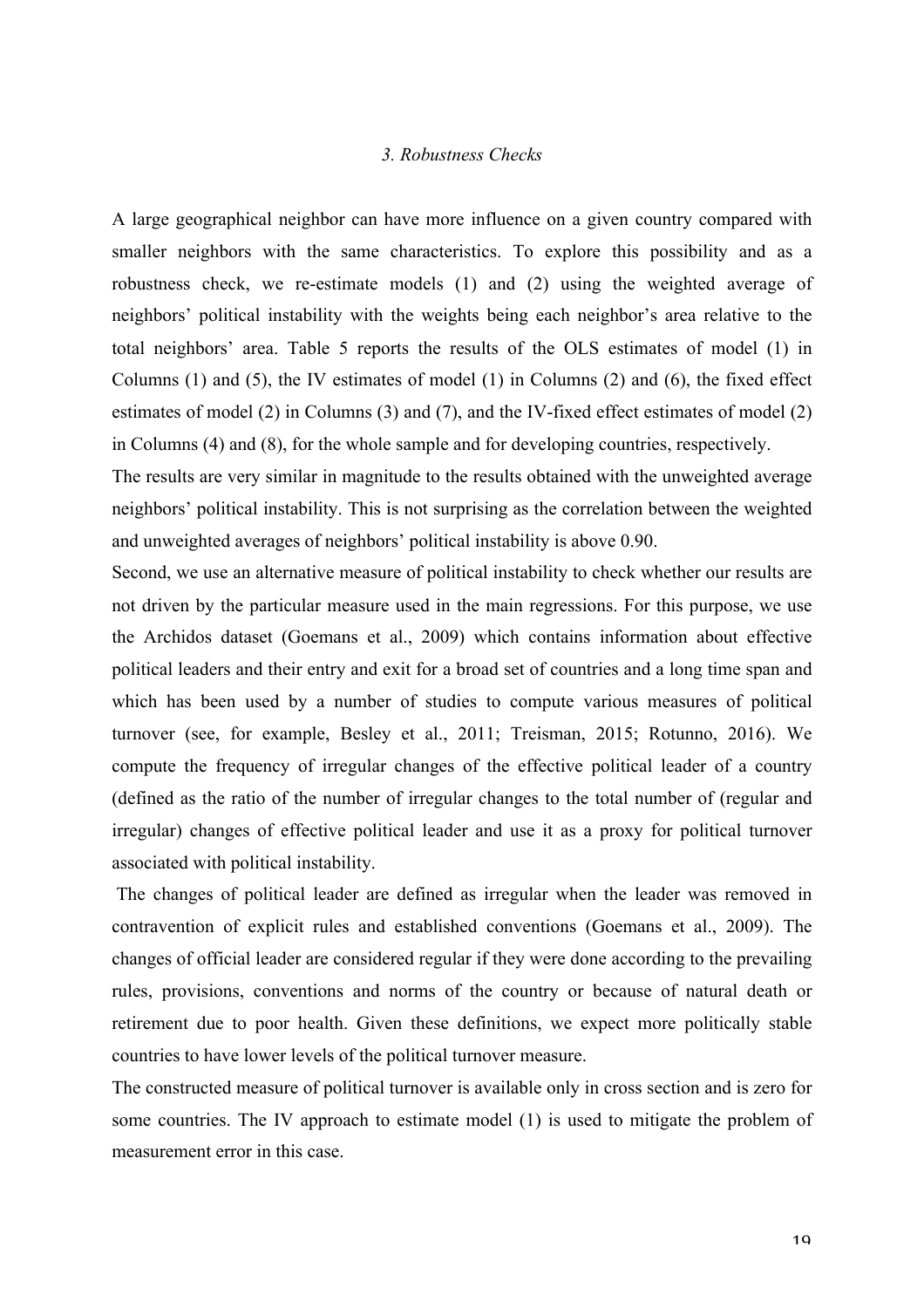### *3. Robustness Checks*

A large geographical neighbor can have more influence on a given country compared with smaller neighbors with the same characteristics. To explore this possibility and as a robustness check, we re-estimate models (1) and (2) using the weighted average of neighbors' political instability with the weights being each neighbor's area relative to the total neighbors' area. Table 5 reports the results of the OLS estimates of model (1) in Columns (1) and (5), the IV estimates of model (1) in Columns (2) and (6), the fixed effect estimates of model (2) in Columns (3) and (7), and the IV-fixed effect estimates of model (2) in Columns (4) and (8), for the whole sample and for developing countries, respectively.

The results are very similar in magnitude to the results obtained with the unweighted average neighbors' political instability. This is not surprising as the correlation between the weighted and unweighted averages of neighbors' political instability is above 0.90.

Second, we use an alternative measure of political instability to check whether our results are not driven by the particular measure used in the main regressions. For this purpose, we use the Archidos dataset (Goemans et al., 2009) which contains information about effective political leaders and their entry and exit for a broad set of countries and a long time span and which has been used by a number of studies to compute various measures of political turnover (see, for example, Besley et al., 2011; Treisman, 2015; Rotunno, 2016). We compute the frequency of irregular changes of the effective political leader of a country (defined as the ratio of the number of irregular changes to the total number of (regular and irregular) changes of effective political leader and use it as a proxy for political turnover associated with political instability.

The changes of political leader are defined as irregular when the leader was removed in contravention of explicit rules and established conventions (Goemans et al., 2009). The changes of official leader are considered regular if they were done according to the prevailing rules, provisions, conventions and norms of the country or because of natural death or retirement due to poor health. Given these definitions, we expect more politically stable countries to have lower levels of the political turnover measure.

The constructed measure of political turnover is available only in cross section and is zero for some countries. The IV approach to estimate model (1) is used to mitigate the problem of measurement error in this case.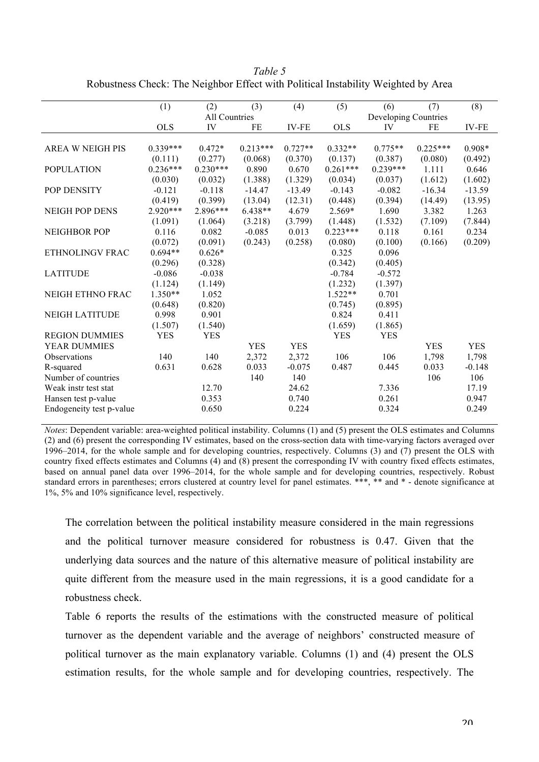*Table 5*
Robustness Check: The Neighbor Effect with Political Instability Weighted by Area

| | (1) | (2) | (3) | (4) | (5) | (6) | (7) | (8) |
|---|---|---|---|---|---|---|---|---|
| | All Countries | | | | Developing Countries | | | |
| | OLS | IV | FE | IV-FE | OLS | IV | FE | IV-FE |
| AREA W NEIGH PIS | 0.339*** | 0.472* | 0.213*** | 0.727** | 0.332** | 0.775** | 0.225*** | 0.908* |
| | (0.111) | (0.277) | (0.068) | (0.370) | (0.137) | (0.387) | (0.080) | (0.492) |
| POPULATION | 0.236*** | 0.230*** | 0.890 | 0.670 | 0.261*** | 0.239*** | 1.111 | 0.646 |
| | (0.030) | (0.032) | (1.388) | (1.329) | (0.034) | (0.037) | (1.612) | (1.602) |
| POP DENSITY | -0.121 | -0.118 | -14.47 | -13.49 | -0.143 | -0.082 | -16.34 | -13.59 |
| | (0.419) | (0.399) | (13.04) | (12.31) | (0.448) | (0.394) | (14.49) | (13.95) |
| NEIGH POP DENS | 2.920*** | 2.896*** | 6.438** | 4.679 | 2.569* | 1.690 | 3.382 | 1.263 |
| | (1.091) | (1.064) | (3.218) | (3.799) | (1.448) | (1.532) | (7.109) | (7.844) |
| NEIGHBOR POP | 0.116 | 0.082 | -0.085 | 0.013 | 0.223*** | 0.118 | 0.161 | 0.234 |
| | (0.072) | (0.091) | (0.243) | (0.258) | (0.080) | (0.100) | (0.166) | (0.209) |
| ETHNOLINGV FRAC | 0.694** | 0.626* | | | 0.325 | 0.096 | | |
| | (0.296) | (0.328) | | | (0.342) | (0.405) | | |
| LATITUDE | -0.086 | -0.038 | | | -0.784 | -0.572 | | |
| | (1.124) | (1.149) | | | (1.232) | (1.397) | | |
| NEIGH ETHNO FRAC | 1.350** | 1.052 | | | 1.522** | 0.701 | | |
| | (0.648) | (0.820) | | | (0.745) | (0.895) | | |
| NEIGH LATITUDE | 0.998 | 0.901 | | | 0.824 | 0.411 | | |
| | (1.507) | (1.540) | | | (1.659) | (1.865) | | |
| REGION DUMMIES | YES | YES | | | YES | YES | | |
| YEAR DUMMIES | | | YES | YES | | | YES | YES |
| Observations | 140 | 140 | 2,372 | 2,372 | 106 | 106 | 1,798 | 1,798 |
| R-squared | 0.631 | 0.628 | 0.033 | -0.075 | 0.487 | 0.445 | 0.033 | -0.148 |
| Number of countries | | | 140 | 140 | | | 106 | 106 |
| Weak instr test stat | | 12.70 | | 24.62 | | 7.336 | | 17.19 |
| Hansen test p-value | | 0.353 | | 0.740 | | 0.261 | | 0.947 |
| Endogeneity test p-value | | 0.650 | | 0.224 | | 0.324 | | 0.249 |

*Notes*: Dependent variable: area-weighted political instability. Columns (1) and (5) present the OLS estimates and Columns (2) and (6) present the corresponding IV estimates, based on the cross-section data with time-varying factors averaged over 1996–2014, for the whole sample and for developing countries, respectively. Columns (3) and (7) present the OLS with country fixed effects estimates and Columns (4) and (8) present the corresponding IV with country fixed effects estimates, based on annual panel data over 1996–2014, for the whole sample and for developing countries, respectively. Robust standard errors in parentheses; errors clustered at country level for panel estimates. ***, ** and * - denote significance at 1%, 5% and 10% significance level, respectively.

The correlation between the political instability measure considered in the main regressions and the political turnover measure considered for robustness is 0.47. Given that the underlying data sources and the nature of this alternative measure of political instability are quite different from the measure used in the main regressions, it is a good candidate for a robustness check.

Table 6 reports the results of the estimations with the constructed measure of political turnover as the dependent variable and the average of neighbors' constructed measure of political turnover as the main explanatory variable. Columns (1) and (4) present the OLS estimation results, for the whole sample and for developing countries, respectively. The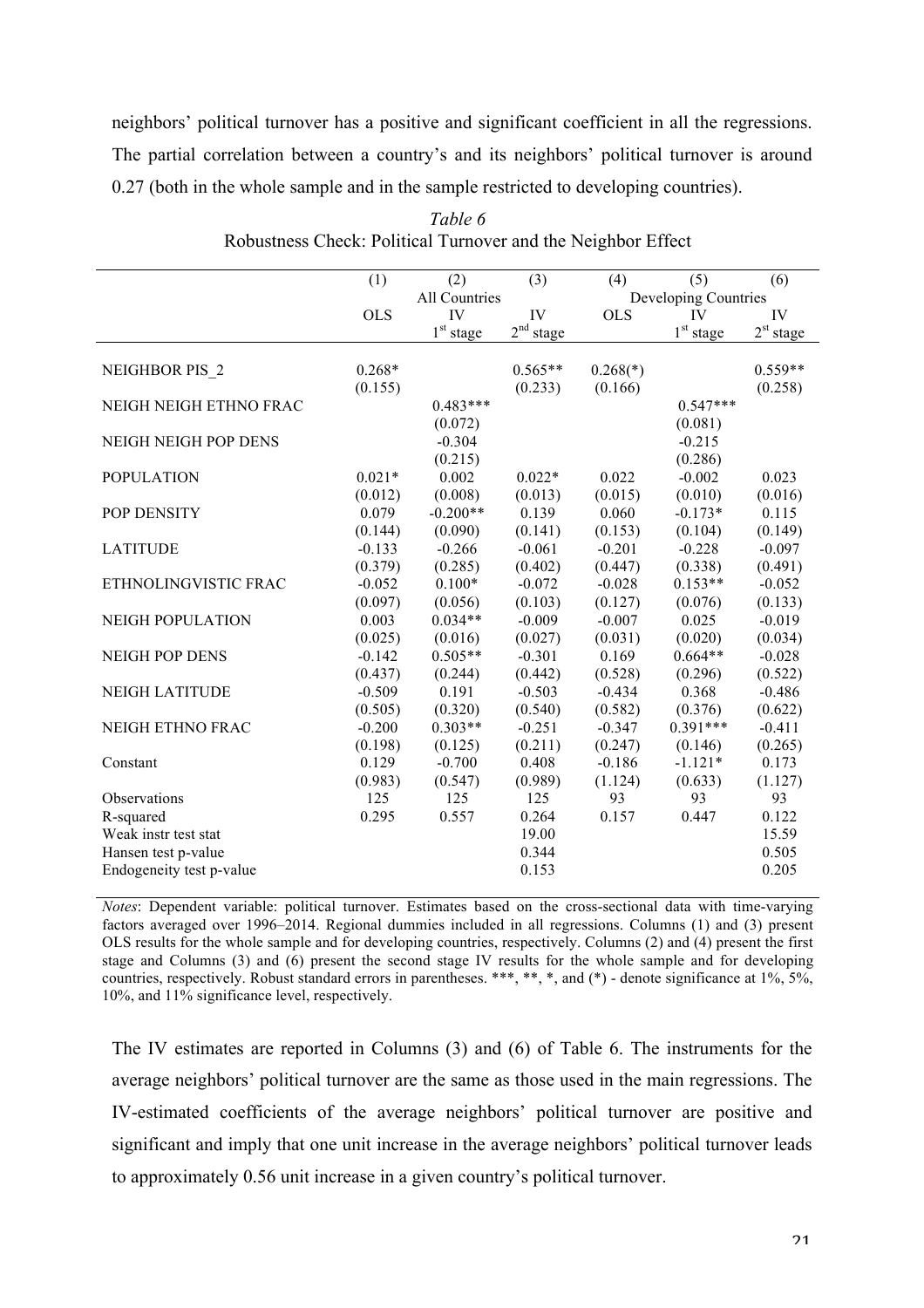neighbors' political turnover has a positive and significant coefficient in all the regressions. The partial correlation between a country's and its neighbors' political turnover is around 0.27 (both in the whole sample and in the sample restricted to developing countries).

*Table 6*

Robustness Check: Political Turnover and the Neighbor Effect

| | (1) | (2) | (3) | (4) | (5) | (6) |
|---|---|---|---|---|---|---|
| | | All Countries | | | Developing Countries | |
| | OLS | IV 1st stage | IV 2nd stage | OLS | IV 1st stage | IV 2nd stage |
| NEIGHBOR PIS_2 | 0.268* | | 0.565** | 0.268(*) | | 0.559** |
| | (0.155) | | (0.233) | (0.166) | | (0.258) |
| NEIGH NEIGH ETHNO FRAC | | 0.483*** | | | 0.547*** | |
| | | (0.072) | | | (0.081) | |
| NEIGH NEIGH POP DENS | | -0.304 | | | -0.215 | |
| | | (0.215) | | | (0.286) | |
| POPULATION | 0.021* | 0.002 | 0.022* | 0.022 | -0.002 | 0.023 |
| | (0.012) | (0.008) | (0.013) | (0.015) | (0.010) | (0.016) |
| POP DENSITY | 0.079 | -0.200** | 0.139 | 0.060 | -0.173* | 0.115 |
| | (0.144) | (0.090) | (0.141) | (0.153) | (0.104) | (0.149) |
| LATITUDE | -0.133 | -0.266 | -0.061 | -0.201 | -0.228 | -0.097 |
| | (0.379) | (0.285) | (0.402) | (0.447) | (0.338) | (0.491) |
| ETHNOLINGVISTIC FRAC | -0.052 | 0.100* | -0.072 | -0.028 | 0.153** | -0.052 |
| | (0.097) | (0.056) | (0.103) | (0.127) | (0.076) | (0.133) |
| NEIGH POPULATION | 0.003 | 0.034** | -0.009 | -0.007 | 0.025 | -0.019 |
| | (0.025) | (0.016) | (0.027) | (0.031) | (0.020) | (0.034) |
| NEIGH POP DENS | -0.142 | 0.505** | -0.301 | 0.169 | 0.664** | -0.028 |
| | (0.437) | (0.244) | (0.442) | (0.528) | (0.296) | (0.522) |
| NEIGH LATITUDE | -0.509 | 0.191 | -0.503 | -0.434 | 0.368 | -0.486 |
| | (0.505) | (0.320) | (0.540) | (0.582) | (0.376) | (0.622) |
| NEIGH ETHNO FRAC | -0.200 | 0.303** | -0.251 | -0.347 | 0.391*** | -0.411 |
| | (0.198) | (0.125) | (0.211) | (0.247) | (0.146) | (0.265) |
| Constant | 0.129 | -0.700 | 0.408 | -0.186 | -1.121* | 0.173 |
| | (0.983) | (0.547) | (0.989) | (1.124) | (0.633) | (1.127) |
| Observations | 125 | 125 | 125 | 93 | 93 | 93 |
| R-squared | 0.295 | 0.557 | 0.264 | 0.157 | 0.447 | 0.122 |
| Weak instr test stat | | | 19.00 | | | 15.59 |
| Hansen test p-value | | | 0.344 | | | 0.505 |
| Endogeneity test p-value | | | 0.153 | | | 0.205 |

*Notes*: Dependent variable: political turnover. Estimates based on the cross-sectional data with time-varying factors averaged over 1996–2014. Regional dummies included in all regressions. Columns (1) and (3) present OLS results for the whole sample and for developing countries, respectively. Columns (2) and (4) present the first stage and Columns (3) and (6) present the second stage IV results for the whole sample and for developing countries, respectively. Robust standard errors in parentheses. ***, **, *, and (*) - denote significance at 1%, 5%, 10%, and 11% significance level, respectively.

The IV estimates are reported in Columns (3) and (6) of Table 6. The instruments for the average neighbors' political turnover are the same as those used in the main regressions. The IV-estimated coefficients of the average neighbors' political turnover are positive and significant and imply that one unit increase in the average neighbors' political turnover leads to approximately 0.56 unit increase in a given country's political turnover.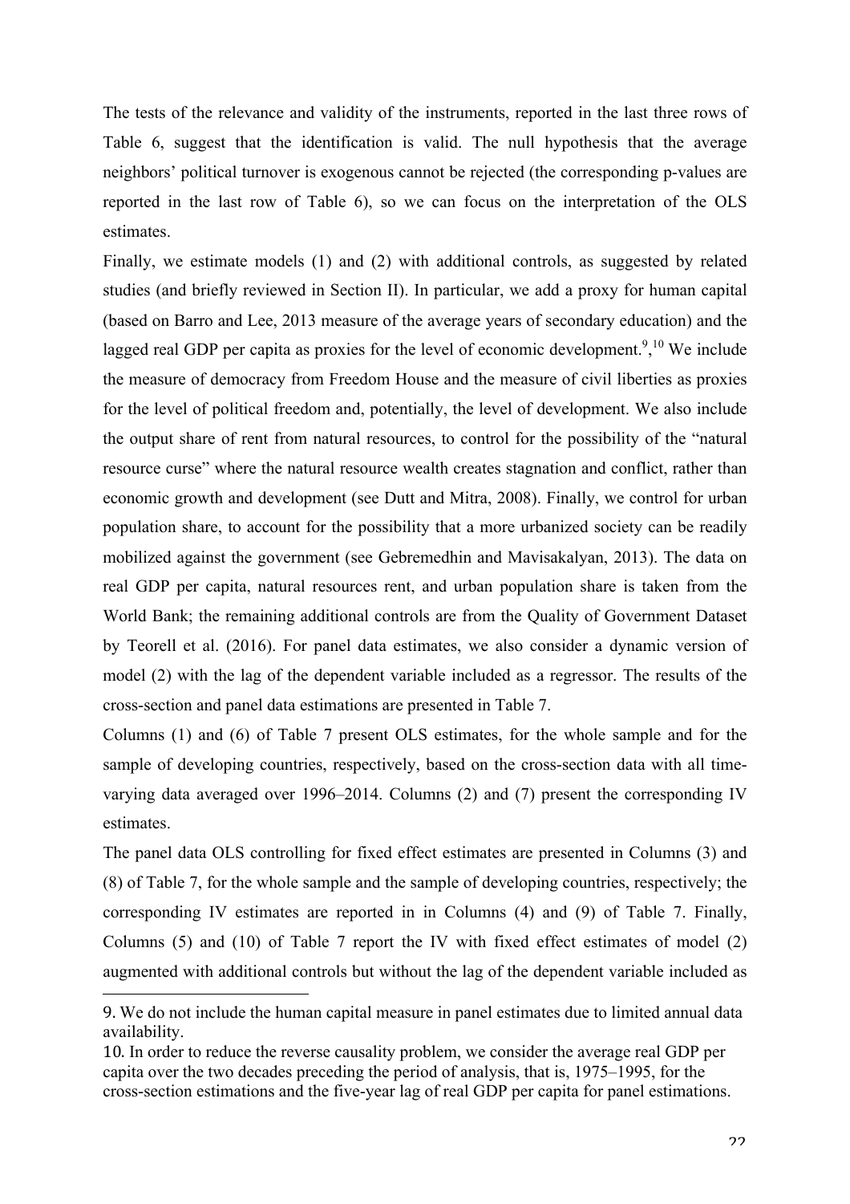The tests of the relevance and validity of the instruments, reported in the last three rows of Table 6, suggest that the identification is valid. The null hypothesis that the average neighbors' political turnover is exogenous cannot be rejected (the corresponding p-values are reported in the last row of Table 6), so we can focus on the interpretation of the OLS estimates.

Finally, we estimate models (1) and (2) with additional controls, as suggested by related studies (and briefly reviewed in Section II). In particular, we add a proxy for human capital (based on Barro and Lee, 2013 measure of the average years of secondary education) and the lagged real GDP per capita as proxies for the level of economic development.[9],[10] We include the measure of democracy from Freedom House and the measure of civil liberties as proxies for the level of political freedom and, potentially, the level of development. We also include the output share of rent from natural resources, to control for the possibility of the "natural resource curse" where the natural resource wealth creates stagnation and conflict, rather than economic growth and development (see Dutt and Mitra, 2008). Finally, we control for urban population share, to account for the possibility that a more urbanized society can be readily mobilized against the government (see Gebremedhin and Mavisakalyan, 2013). The data on real GDP per capita, natural resources rent, and urban population share is taken from the World Bank; the remaining additional controls are from the Quality of Government Dataset by Teorell et al. (2016). For panel data estimates, we also consider a dynamic version of model (2) with the lag of the dependent variable included as a regressor. The results of the cross-section and panel data estimations are presented in Table 7.

Columns (1) and (6) of Table 7 present OLS estimates, for the whole sample and for the sample of developing countries, respectively, based on the cross-section data with all time-varying data averaged over 1996–2014. Columns (2) and (7) present the corresponding IV estimates.

The panel data OLS controlling for fixed effect estimates are presented in Columns (3) and (8) of Table 7, for the whole sample and the sample of developing countries, respectively; the corresponding IV estimates are reported in in Columns (4) and (9) of Table 7. Finally, Columns (5) and (10) of Table 7 report the IV with fixed effect estimates of model (2) augmented with additional controls but without the lag of the dependent variable included as

---

9. We do not include the human capital measure in panel estimates due to limited annual data availability.

10. In order to reduce the reverse causality problem, we consider the average real GDP per capita over the two decades preceding the period of analysis, that is, 1975–1995, for the cross-section estimations and the five-year lag of real GDP per capita for panel estimations.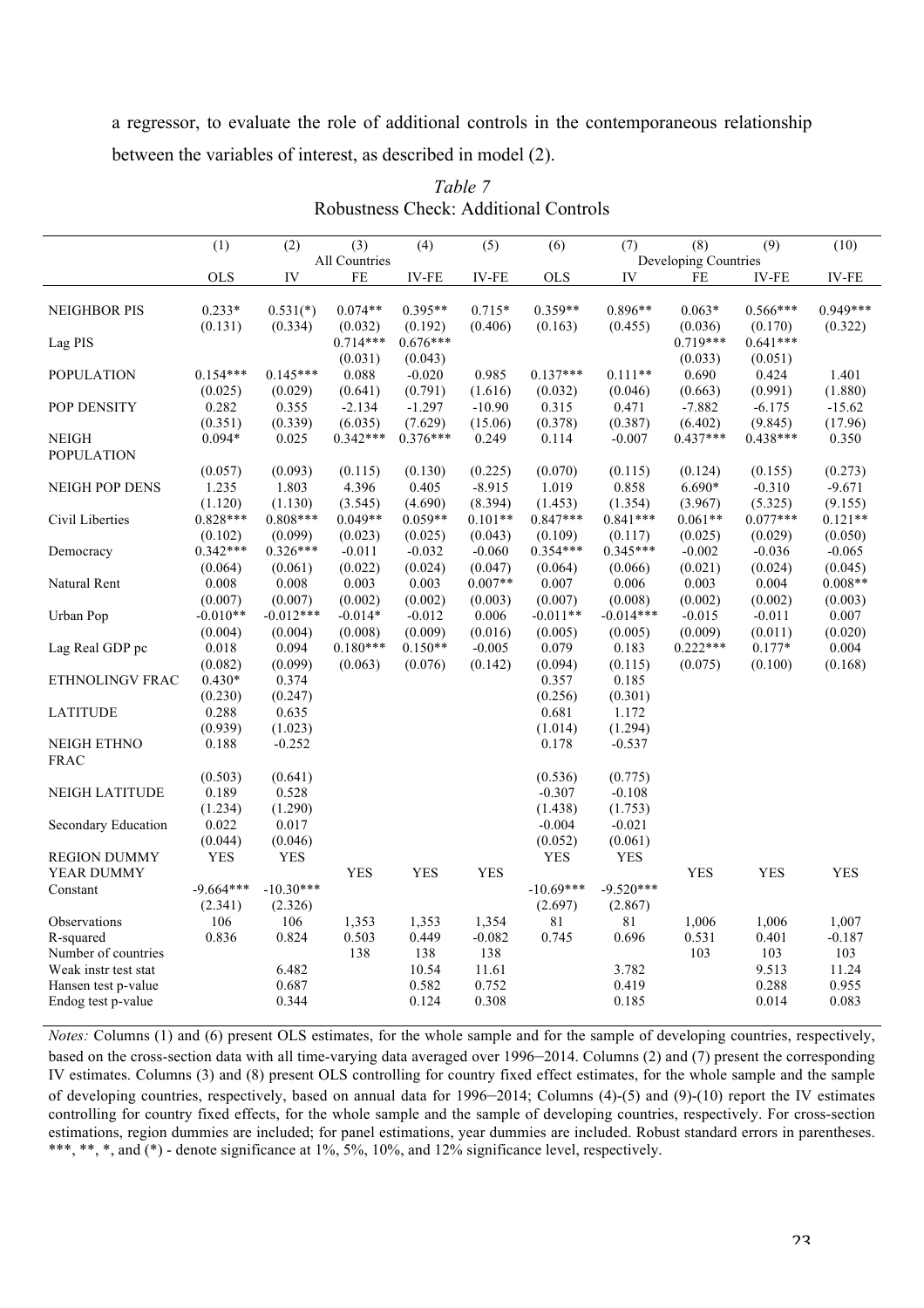a regressor, to evaluate the role of additional controls in the contemporaneous relationship between the variables of interest, as described in model (2).

*Table 7*
Robustness Check: Additional Controls

| | (1) | (2) | (3) | (4) | (5) | (6) | (7) | (8) | (9) | (10) |
|---|---|---|---|---|---|---|---|---|---|---|
| | | | All Countries | | | | | Developing Countries | | |
| | OLS | IV | FE | IV-FE | IV-FE | OLS | IV | FE | IV-FE | IV-FE |
| NEIGHBOR PIS | 0.233* | 0.531(*) | 0.074** | 0.395** | 0.715* | 0.359** | 0.896** | 0.063* | 0.566*** | 0.949*** |
| | (0.131) | (0.334) | (0.032) | (0.192) | (0.406) | (0.163) | (0.455) | (0.036) | (0.170) | (0.322) |
| Lag PIS | | | 0.714*** | 0.676*** | | | | 0.719*** | 0.641*** | |
| | | | (0.031) | (0.043) | | | | (0.033) | (0.051) | |
| POPULATION | 0.154*** | 0.145*** | 0.088 | -0.020 | 0.985 | 0.137*** | 0.111** | 0.690 | 0.424 | 1.401 |
| | (0.025) | (0.029) | (0.641) | (0.791) | (1.616) | (0.032) | (0.046) | (0.663) | (0.991) | (1.880) |
| POP DENSITY | 0.282 | 0.355 | -2.134 | -1.297 | -10.90 | 0.315 | 0.471 | -7.882 | -6.175 | -15.62 |
| | (0.351) | (0.339) | (6.035) | (7.629) | (15.06) | (0.378) | (0.387) | (6.402) | (9.845) | (17.96) |
| NEIGH POPULATION | 0.094* | 0.025 | 0.342*** | 0.376*** | 0.249 | 0.114 | -0.007 | 0.437*** | 0.438*** | 0.350 |
| | (0.057) | (0.093) | (0.115) | (0.130) | (0.225) | (0.070) | (0.115) | (0.124) | (0.155) | (0.273) |
| NEIGH POP DENS | 1.235 | 1.803 | 4.396 | 0.405 | -8.915 | 1.019 | 0.858 | 6.690* | -0.310 | -9.671 |
| | (1.120) | (1.130) | (3.545) | (4.690) | (8.394) | (1.453) | (1.354) | (3.967) | (5.325) | (9.155) |
| Civil Liberties | 0.828*** | 0.808*** | 0.049** | 0.059** | 0.101** | 0.847*** | 0.841*** | 0.061** | 0.077*** | 0.121** |
| | (0.102) | (0.099) | (0.023) | (0.025) | (0.043) | (0.109) | (0.117) | (0.025) | (0.029) | (0.050) |
| Democracy | 0.342*** | 0.326*** | -0.011 | -0.032 | -0.060 | 0.354*** | 0.345*** | -0.002 | -0.036 | -0.065 |
| | (0.064) | (0.061) | (0.022) | (0.024) | (0.047) | (0.064) | (0.066) | (0.021) | (0.024) | (0.045) |
| Natural Rent | 0.008 | 0.008 | 0.003 | 0.003 | 0.007** | 0.007 | 0.006 | 0.003 | 0.004 | 0.008** |
| | (0.007) | (0.007) | (0.002) | (0.002) | (0.003) | (0.007) | (0.008) | (0.002) | (0.002) | (0.003) |
| Urban Pop | -0.010** | -0.012*** | -0.014* | -0.012 | 0.006 | -0.011** | -0.014*** | -0.015 | -0.011 | 0.007 |
| | (0.004) | (0.004) | (0.008) | (0.009) | (0.016) | (0.005) | (0.005) | (0.009) | (0.011) | (0.020) |
| Lag Real GDP pc | 0.018 | 0.094 | 0.180*** | 0.150** | -0.005 | 0.079 | 0.183 | 0.222*** | 0.177* | 0.004 |
| | (0.082) | (0.099) | (0.063) | (0.076) | (0.142) | (0.094) | (0.115) | (0.075) | (0.100) | (0.168) |
| ETHNOLINGV FRAC | 0.430* | 0.374 | | | | 0.357 | 0.185 | | | |
| | (0.230) | (0.247) | | | | (0.256) | (0.301) | | | |
| LATITUDE | 0.288 | 0.635 | | | | 0.681 | 1.172 | | | |
| | (0.939) | (1.023) | | | | (1.014) | (1.294) | | | |
| NEIGH ETHNO FRAC | 0.188 | -0.252 | | | | 0.178 | -0.537 | | | |
| | (0.503) | (0.641) | | | | (0.536) | (0.775) | | | |
| NEIGH LATITUDE | 0.189 | 0.528 | | | | -0.307 | -0.108 | | | |
| | (1.234) | (1.290) | | | | (1.438) | (1.753) | | | |
| Secondary Education | 0.022 | 0.017 | | | | -0.004 | -0.021 | | | |
| | (0.044) | (0.046) | | | | (0.052) | (0.061) | | | |
| REGION DUMMY | YES | YES | | | | YES | YES | | | |
| YEAR DUMMY | | | YES | YES | YES | | | YES | YES | YES |
| Constant | -9.664*** | -10.30*** | | | | -10.69*** | -9.520*** | | | |
| | (2.341) | (2.326) | | | | (2.697) | (2.867) | | | |
| Observations | 106 | 106 | 1,353 | 1,353 | 1,354 | 81 | 81 | 1,006 | 1,006 | 1,007 |
| R-squared | 0.836 | 0.824 | 0.503 | 0.449 | -0.082 | 0.745 | 0.696 | 0.531 | 0.401 | -0.187 |
| Number of countries | | | 138 | 138 | 138 | | | 103 | 103 | 103 |
| Weak instr test stat | | 6.482 | | 10.54 | 11.61 | | 3.782 | | 9.513 | 11.24 |
| Hansen test p-value | | 0.687 | | 0.582 | 0.752 | | 0.419 | | 0.288 | 0.955 |
| Endog test p-value | | 0.344 | | 0.124 | 0.308 | | 0.185 | | 0.014 | 0.083 |

*Notes:* Columns (1) and (6) present OLS estimates, for the whole sample and for the sample of developing countries, respectively, based on the cross-section data with all time-varying data averaged over 1996–2014. Columns (2) and (7) present the corresponding IV estimates. Columns (3) and (8) present OLS controlling for country fixed effect estimates, for the whole sample and the sample of developing countries, respectively, based on annual data for 1996–2014; Columns (4)-(5) and (9)-(10) report the IV estimates controlling for country fixed effects, for the whole sample and the sample of developing countries, respectively. For cross-section estimations, region dummies are included; for panel estimations, year dummies are included. Robust standard errors in parentheses. ***, **, *, and (*) - denote significance at 1%, 5%, 10%, and 12% significance level, respectively.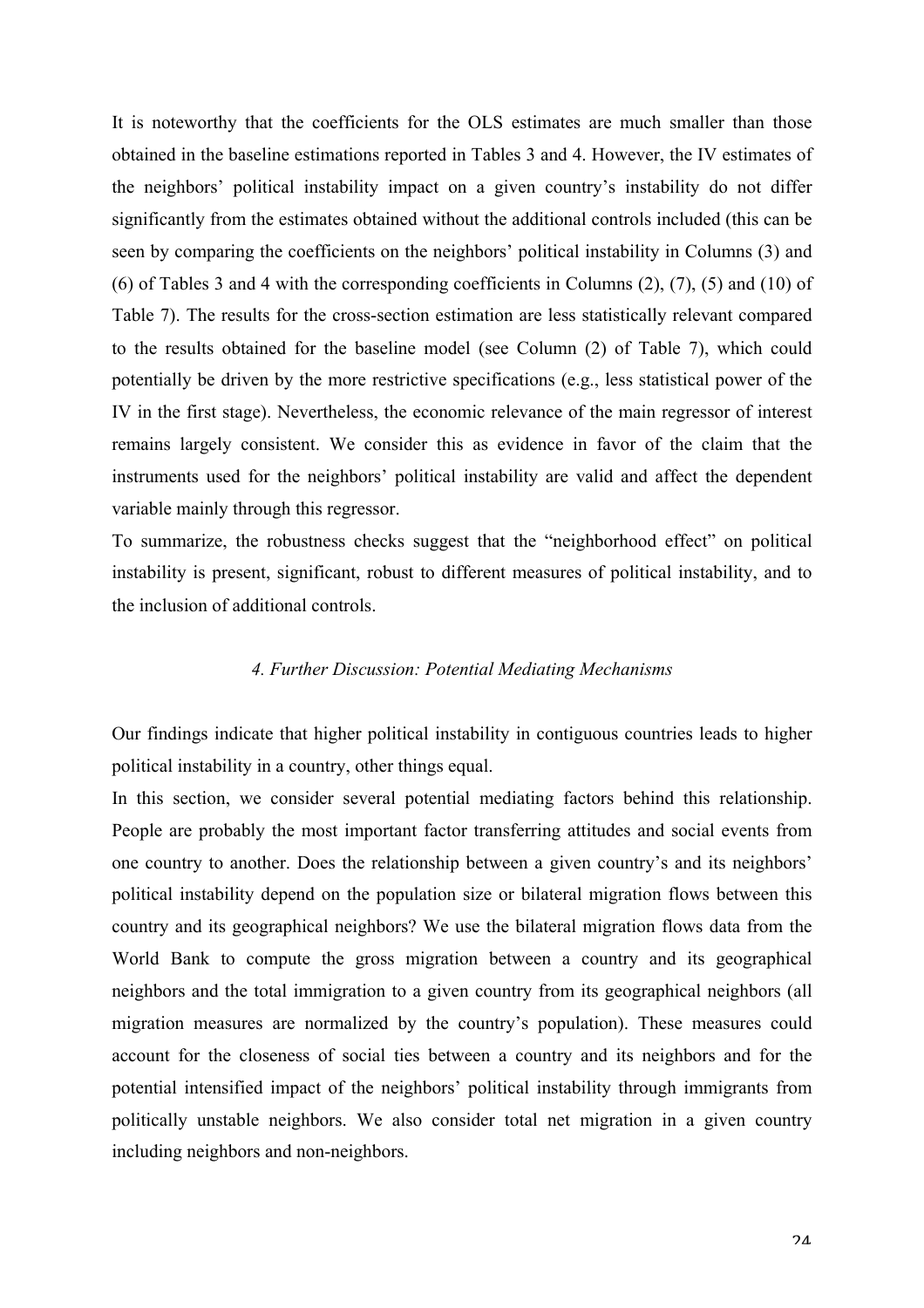It is noteworthy that the coefficients for the OLS estimates are much smaller than those obtained in the baseline estimations reported in Tables 3 and 4. However, the IV estimates of the neighbors' political instability impact on a given country's instability do not differ significantly from the estimates obtained without the additional controls included (this can be seen by comparing the coefficients on the neighbors' political instability in Columns (3) and (6) of Tables 3 and 4 with the corresponding coefficients in Columns (2), (7), (5) and (10) of Table 7). The results for the cross-section estimation are less statistically relevant compared to the results obtained for the baseline model (see Column (2) of Table 7), which could potentially be driven by the more restrictive specifications (e.g., less statistical power of the IV in the first stage). Nevertheless, the economic relevance of the main regressor of interest remains largely consistent. We consider this as evidence in favor of the claim that the instruments used for the neighbors' political instability are valid and affect the dependent variable mainly through this regressor.

To summarize, the robustness checks suggest that the "neighborhood effect" on political instability is present, significant, robust to different measures of political instability, and to the inclusion of additional controls.

## *4. Further Discussion: Potential Mediating Mechanisms*

Our findings indicate that higher political instability in contiguous countries leads to higher political instability in a country, other things equal.

In this section, we consider several potential mediating factors behind this relationship. People are probably the most important factor transferring attitudes and social events from one country to another. Does the relationship between a given country's and its neighbors' political instability depend on the population size or bilateral migration flows between this country and its geographical neighbors? We use the bilateral migration flows data from the World Bank to compute the gross migration between a country and its geographical neighbors and the total immigration to a given country from its geographical neighbors (all migration measures are normalized by the country's population). These measures could account for the closeness of social ties between a country and its neighbors and for the potential intensified impact of the neighbors' political instability through immigrants from politically unstable neighbors. We also consider total net migration in a given country including neighbors and non-neighbors.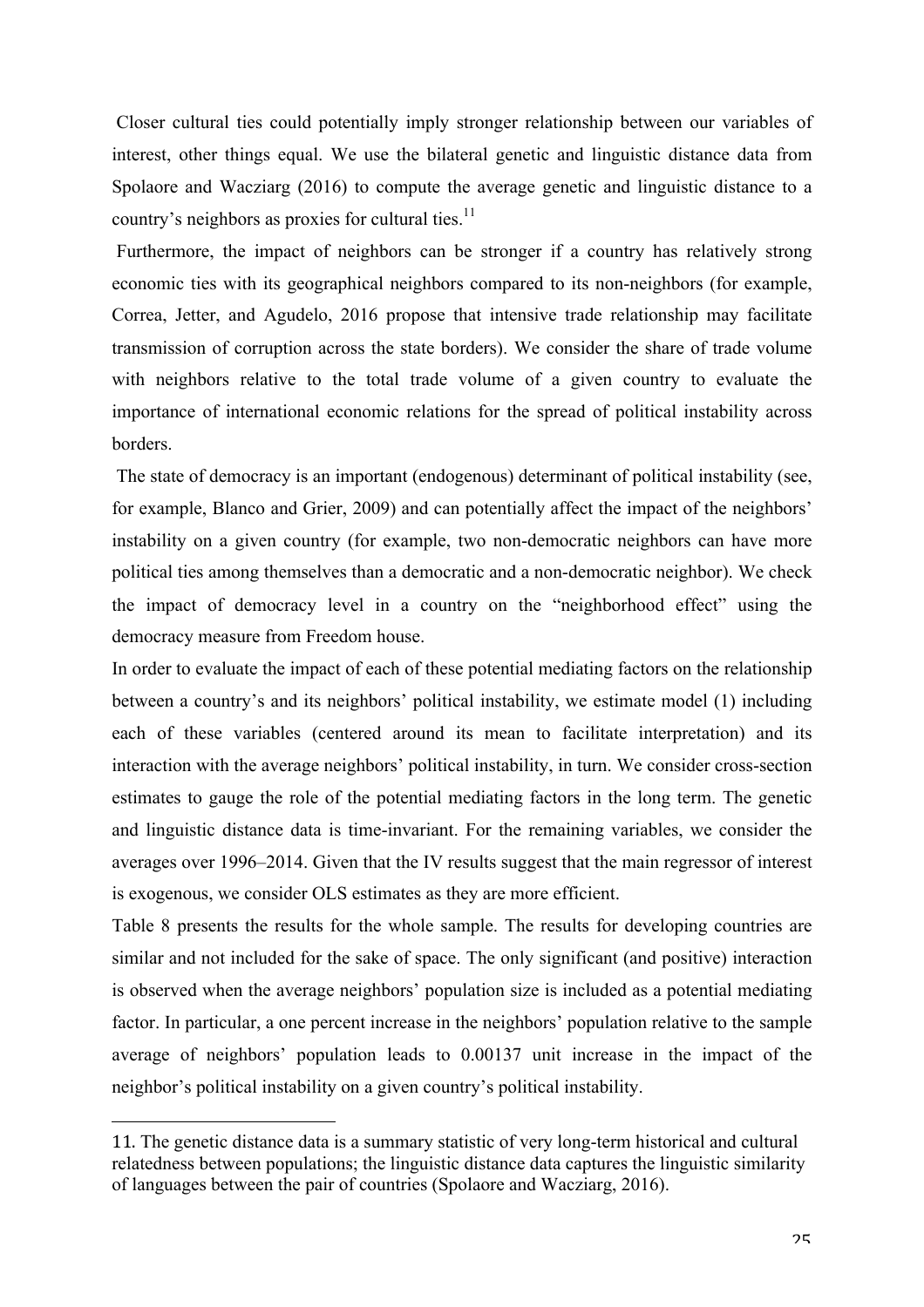Closer cultural ties could potentially imply stronger relationship between our variables of interest, other things equal. We use the bilateral genetic and linguistic distance data from Spolaore and Wacziarg (2016) to compute the average genetic and linguistic distance to a country's neighbors as proxies for cultural ties.[11]

Furthermore, the impact of neighbors can be stronger if a country has relatively strong economic ties with its geographical neighbors compared to its non-neighbors (for example, Correa, Jetter, and Agudelo, 2016 propose that intensive trade relationship may facilitate transmission of corruption across the state borders). We consider the share of trade volume with neighbors relative to the total trade volume of a given country to evaluate the importance of international economic relations for the spread of political instability across borders.

The state of democracy is an important (endogenous) determinant of political instability (see, for example, Blanco and Grier, 2009) and can potentially affect the impact of the neighbors' instability on a given country (for example, two non-democratic neighbors can have more political ties among themselves than a democratic and a non-democratic neighbor). We check the impact of democracy level in a country on the "neighborhood effect" using the democracy measure from Freedom house.

In order to evaluate the impact of each of these potential mediating factors on the relationship between a country's and its neighbors' political instability, we estimate model (1) including each of these variables (centered around its mean to facilitate interpretation) and its interaction with the average neighbors' political instability, in turn. We consider cross-section estimates to gauge the role of the potential mediating factors in the long term. The genetic and linguistic distance data is time-invariant. For the remaining variables, we consider the averages over 1996–2014. Given that the IV results suggest that the main regressor of interest is exogenous, we consider OLS estimates as they are more efficient.

Table 8 presents the results for the whole sample. The results for developing countries are similar and not included for the sake of space. The only significant (and positive) interaction is observed when the average neighbors' population size is included as a potential mediating factor. In particular, a one percent increase in the neighbors' population relative to the sample average of neighbors' population leads to 0.00137 unit increase in the impact of the neighbor's political instability on a given country's political instability.

11. The genetic distance data is a summary statistic of very long-term historical and cultural relatedness between populations; the linguistic distance data captures the linguistic similarity of languages between the pair of countries (Spolaore and Wacziarg, 2016).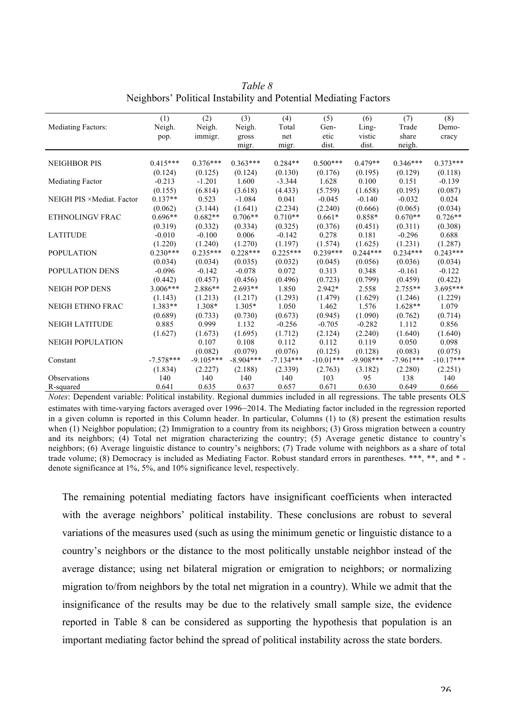*Table 8*
Neighbors' Political Instability and Potential Mediating Factors

| Mediating Factors: | (1) Neigh. pop. | (2) Neigh. immigr. | (3) Neigh. gross migr. | (4) Total net migr. | (5) Gen-etic dist. | (6) Ling-vistic dist. | (7) Trade share neigh. | (8) Demo-cracy |
|---|---|---|---|---|---|---|---|---|
| NEIGHBOR PIS | 0.415*** | 0.376*** | 0.363*** | 0.284** | 0.500*** | 0.479** | 0.346*** | 0.373*** |
| | (0.124) | (0.125) | (0.124) | (0.130) | (0.176) | (0.195) | (0.129) | (0.118) |
| Mediating Factor | -0.213 | -1.201 | 1.600 | -3.344 | 1.628 | 0.100 | 0.151 | -0.139 |
| | (0.155) | (6.814) | (3.618) | (4.433) | (5.759) | (1.658) | (0.195) | (0.087) |
| NEIGH PIS ×Mediat. Factor | 0.137** | 0.523 | -1.084 | 0.041 | -0.045 | -0.140 | -0.032 | 0.024 |
| | (0.062) | (3.144) | (1.641) | (2.234) | (2.240) | (0.666) | (0.065) | (0.034) |
| ETHNOLINGV FRAC | 0.696** | 0.682** | 0.706** | 0.710** | 0.661* | 0.858* | 0.670** | 0.726** |
| | (0.319) | (0.332) | (0.334) | (0.325) | (0.376) | (0.451) | (0.311) | (0.308) |
| LATITUDE | -0.010 | -0.100 | 0.006 | -0.142 | 0.278 | 0.181 | -0.296 | 0.688 |
| | (1.220) | (1.240) | (1.270) | (1.197) | (1.574) | (1.625) | (1.231) | (1.287) |
| POPULATION | 0.230*** | 0.235*** | 0.228*** | 0.225*** | 0.239*** | 0.244*** | 0.234*** | 0.243*** |
| | (0.034) | (0.034) | (0.035) | (0.032) | (0.045) | (0.056) | (0.036) | (0.034) |
| POPULATION DENS | -0.096 | -0.142 | -0.078 | 0.072 | 0.313 | 0.348 | -0.161 | -0.122 |
| | (0.442) | (0.457) | (0.456) | (0.496) | (0.723) | (0.799) | (0.459) | (0.422) |
| NEIGH POP DENS | 3.006*** | 2.886** | 2.693** | 1.850 | 2.942* | 2.558 | 2.755** | 3.695*** |
| | (1.143) | (1.213) | (1.217) | (1.293) | (1.479) | (1.629) | (1.246) | (1.229) |
| NEIGH ETHNO FRAC | 1.383** | 1.308* | 1.305* | 1.050 | 1.462 | 1.576 | 1.628** | 1.079 |
| | (0.689) | (0.733) | (0.730) | (0.673) | (0.945) | (1.090) | (0.762) | (0.714) |
| NEIGH LATITUDE | 0.885 | 0.999 | 1.132 | -0.256 | -0.705 | -0.282 | 1.112 | 0.856 |
| | (1.627) | (1.673) | (1.695) | (1.712) | (2.124) | (2.240) | (1.640) | (1.640) |
| NEIGH POPULATION | | 0.107 | 0.108 | 0.112 | 0.112 | 0.119 | 0.050 | 0.098 |
| | | (0.082) | (0.079) | (0.076) | (0.125) | (0.128) | (0.083) | (0.075) |
| Constant | -7.578*** | -9.105*** | -8.904*** | -7.134*** | -10.01*** | -9.908*** | -7.961*** | -10.17*** |
| | (1.834) | (2.227) | (2.188) | (2.339) | (2.763) | (3.182) | (2.280) | (2.251) |
| Observations | 140 | 140 | 140 | 140 | 103 | 95 | 138 | 140 |
| R-squared | 0.641 | 0.635 | 0.637 | 0.657 | 0.671 | 0.630 | 0.649 | 0.666 |

*Notes*: Dependent variable: Political instability. Regional dummies included in all regressions. The table presents OLS estimates with time-varying factors averaged over 1996–2014. The Mediating factor included in the regression reported in a given column is reported in this Column header. In particular, Columns (1) to (8) present the estimation results when (1) Neighbor population; (2) Immigration to a country from its neighbors; (3) Gross migration between a country and its neighbors; (4) Total net migration characterizing the country; (5) Average genetic distance to country's neighbors; (6) Average linguistic distance to country's neighbors; (7) Trade volume with neighbors as a share of total trade volume; (8) Democracy is included as Mediating Factor. Robust standard errors in parentheses. ***, **, and * - denote significance at 1%, 5%, and 10% significance level, respectively.

The remaining potential mediating factors have insignificant coefficients when interacted with the average neighbors' political instability. These conclusions are robust to several variations of the measures used (such as using the minimum genetic or linguistic distance to a country's neighbors or the distance to the most politically unstable neighbor instead of the average distance; using net bilateral migration or emigration to neighbors; or normalizing migration to/from neighbors by the total net migration in a country). While we admit that the insignificance of the results may be due to the relatively small sample size, the evidence reported in Table 8 can be considered as supporting the hypothesis that population is an important mediating factor behind the spread of political instability across the state borders.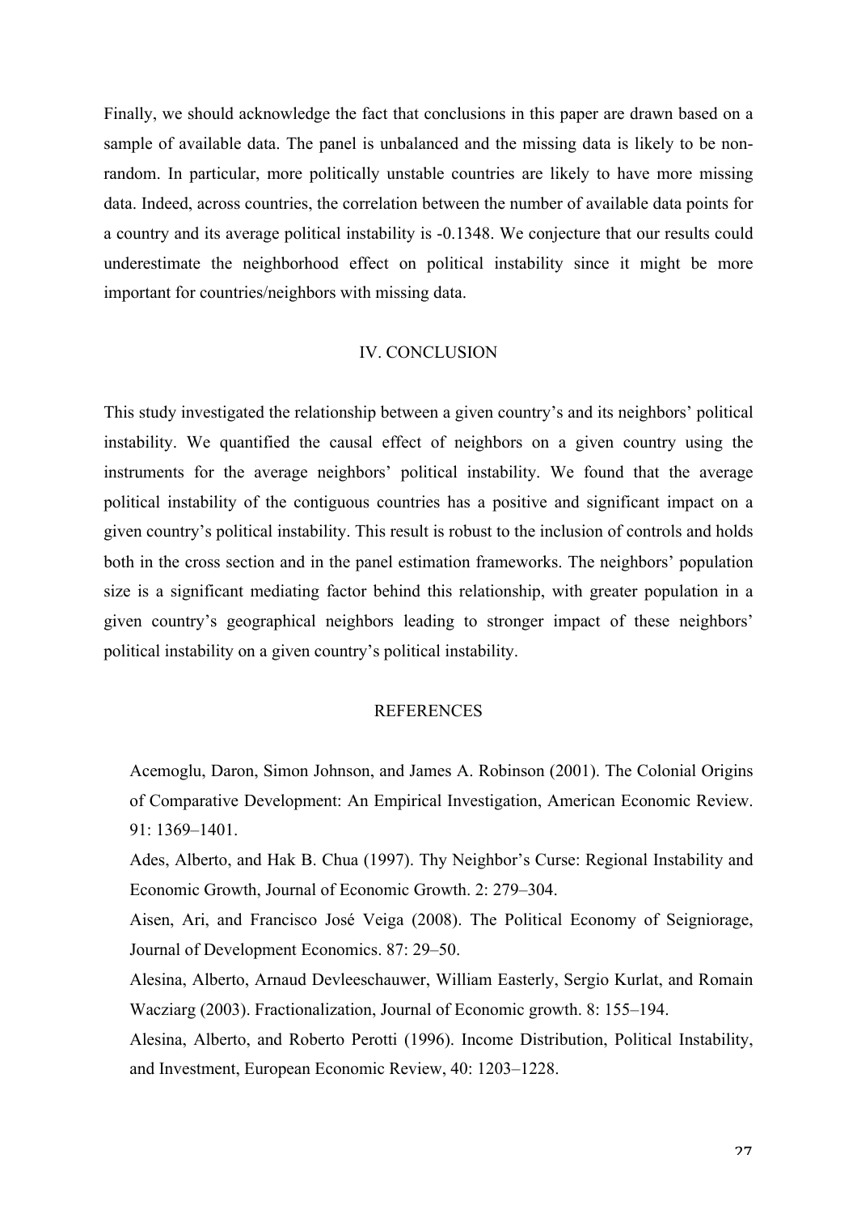Finally, we should acknowledge the fact that conclusions in this paper are drawn based on a sample of available data. The panel is unbalanced and the missing data is likely to be non-random. In particular, more politically unstable countries are likely to have more missing data. Indeed, across countries, the correlation between the number of available data points for a country and its average political instability is -0.1348. We conjecture that our results could underestimate the neighborhood effect on political instability since it might be more important for countries/neighbors with missing data.

## IV. CONCLUSION

This study investigated the relationship between a given country's and its neighbors' political instability. We quantified the causal effect of neighbors on a given country using the instruments for the average neighbors' political instability. We found that the average political instability of the contiguous countries has a positive and significant impact on a given country's political instability. This result is robust to the inclusion of controls and holds both in the cross section and in the panel estimation frameworks. The neighbors' population size is a significant mediating factor behind this relationship, with greater population in a given country's geographical neighbors leading to stronger impact of these neighbors' political instability on a given country's political instability.

## REFERENCES

Acemoglu, Daron, Simon Johnson, and James A. Robinson (2001). The Colonial Origins of Comparative Development: An Empirical Investigation, American Economic Review. 91: 1369–1401.

Ades, Alberto, and Hak B. Chua (1997). Thy Neighbor's Curse: Regional Instability and Economic Growth, Journal of Economic Growth. 2: 279–304.

Aisen, Ari, and Francisco José Veiga (2008). The Political Economy of Seigniorage, Journal of Development Economics. 87: 29–50.

Alesina, Alberto, Arnaud Devleeschauwer, William Easterly, Sergio Kurlat, and Romain Wacziarg (2003). Fractionalization, Journal of Economic growth. 8: 155–194.

Alesina, Alberto, and Roberto Perotti (1996). Income Distribution, Political Instability, and Investment, European Economic Review, 40: 1203–1228.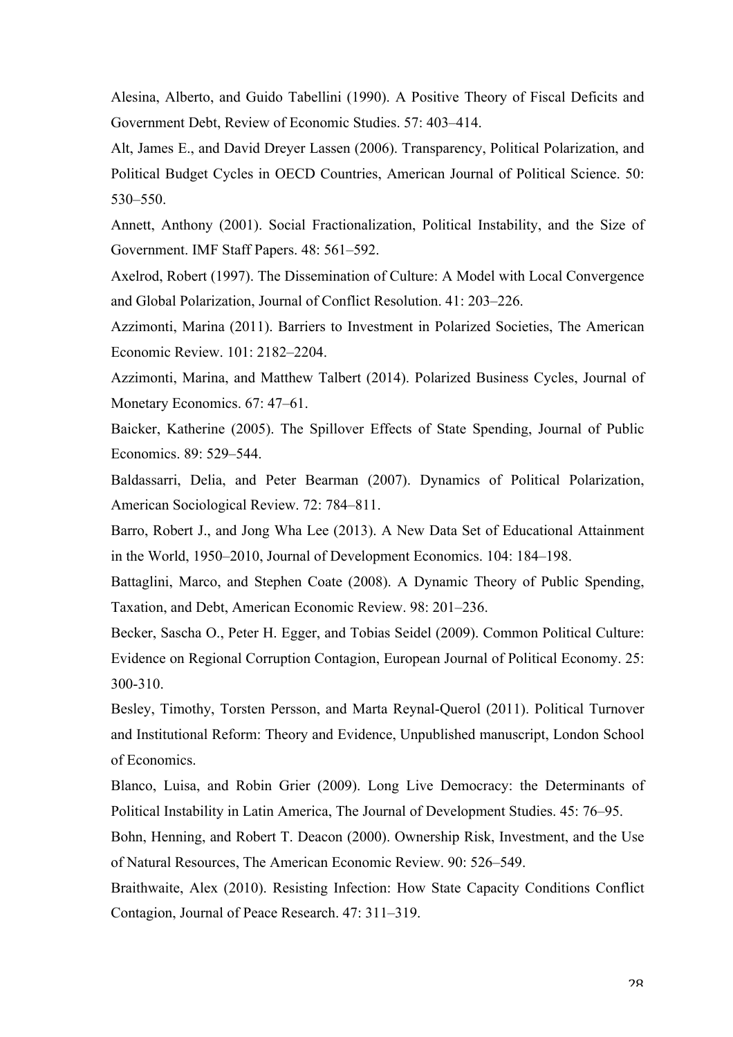Alesina, Alberto, and Guido Tabellini (1990). A Positive Theory of Fiscal Deficits and Government Debt, Review of Economic Studies. 57: 403–414.

Alt, James E., and David Dreyer Lassen (2006). Transparency, Political Polarization, and Political Budget Cycles in OECD Countries, American Journal of Political Science. 50: 530–550.

Annett, Anthony (2001). Social Fractionalization, Political Instability, and the Size of Government. IMF Staff Papers. 48: 561–592.

Axelrod, Robert (1997). The Dissemination of Culture: A Model with Local Convergence and Global Polarization, Journal of Conflict Resolution. 41: 203–226.

Azzimonti, Marina (2011). Barriers to Investment in Polarized Societies, The American Economic Review. 101: 2182–2204.

Azzimonti, Marina, and Matthew Talbert (2014). Polarized Business Cycles, Journal of Monetary Economics. 67: 47–61.

Baicker, Katherine (2005). The Spillover Effects of State Spending, Journal of Public Economics. 89: 529–544.

Baldassarri, Delia, and Peter Bearman (2007). Dynamics of Political Polarization, American Sociological Review. 72: 784–811.

Barro, Robert J., and Jong Wha Lee (2013). A New Data Set of Educational Attainment in the World, 1950–2010, Journal of Development Economics. 104: 184–198.

Battaglini, Marco, and Stephen Coate (2008). A Dynamic Theory of Public Spending, Taxation, and Debt, American Economic Review. 98: 201–236.

Becker, Sascha O., Peter H. Egger, and Tobias Seidel (2009). Common Political Culture: Evidence on Regional Corruption Contagion, European Journal of Political Economy. 25: 300-310.

Besley, Timothy, Torsten Persson, and Marta Reynal-Querol (2011). Political Turnover and Institutional Reform: Theory and Evidence, Unpublished manuscript, London School of Economics.

Blanco, Luisa, and Robin Grier (2009). Long Live Democracy: the Determinants of Political Instability in Latin America, The Journal of Development Studies. 45: 76–95.

Bohn, Henning, and Robert T. Deacon (2000). Ownership Risk, Investment, and the Use of Natural Resources, The American Economic Review. 90: 526–549.

Braithwaite, Alex (2010). Resisting Infection: How State Capacity Conditions Conflict Contagion, Journal of Peace Research. 47: 311–319.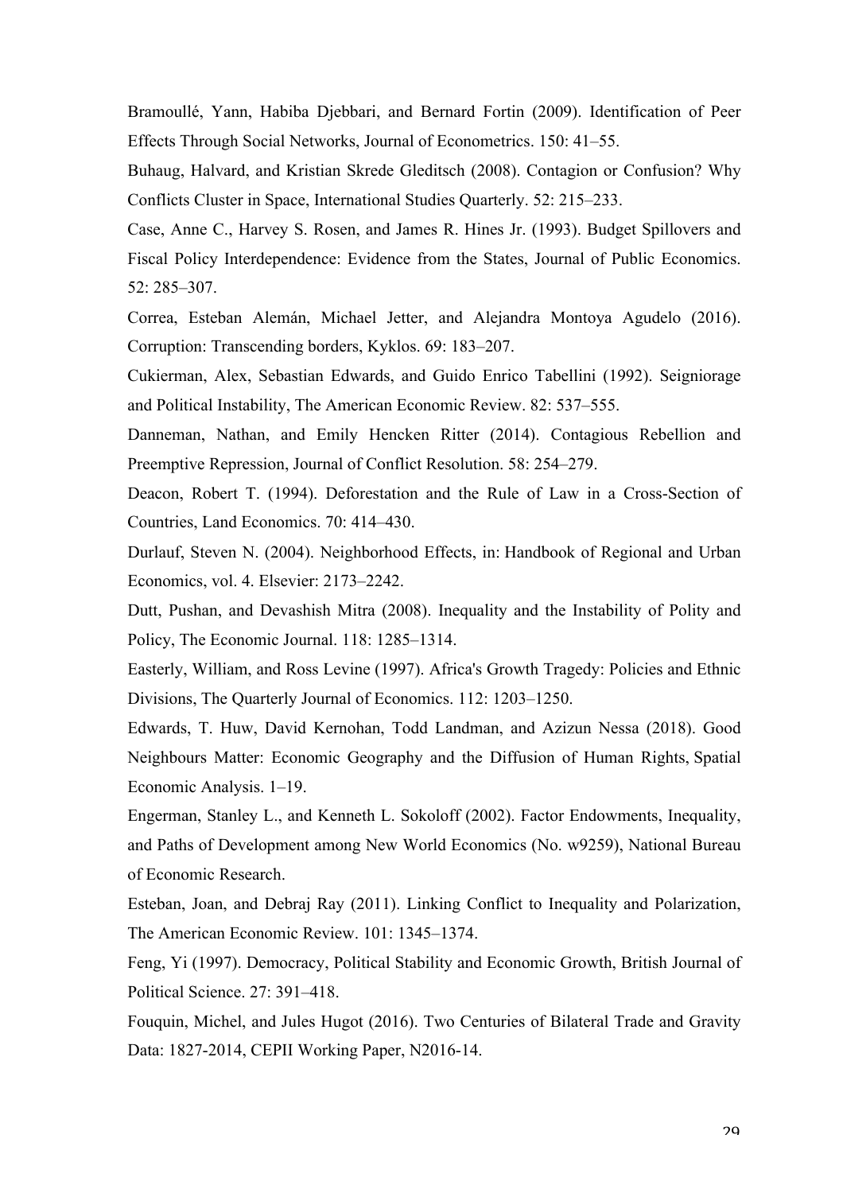Bramoullé, Yann, Habiba Djebbari, and Bernard Fortin (2009). Identification of Peer Effects Through Social Networks, Journal of Econometrics. 150: 41–55.

Buhaug, Halvard, and Kristian Skrede Gleditsch (2008). Contagion or Confusion? Why Conflicts Cluster in Space, International Studies Quarterly. 52: 215–233.

Case, Anne C., Harvey S. Rosen, and James R. Hines Jr. (1993). Budget Spillovers and Fiscal Policy Interdependence: Evidence from the States, Journal of Public Economics. 52: 285–307.

Correa, Esteban Alemán, Michael Jetter, and Alejandra Montoya Agudelo (2016). Corruption: Transcending borders, Kyklos. 69: 183–207.

Cukierman, Alex, Sebastian Edwards, and Guido Enrico Tabellini (1992). Seigniorage and Political Instability, The American Economic Review. 82: 537–555.

Danneman, Nathan, and Emily Hencken Ritter (2014). Contagious Rebellion and Preemptive Repression, Journal of Conflict Resolution. 58: 254–279.

Deacon, Robert T. (1994). Deforestation and the Rule of Law in a Cross-Section of Countries, Land Economics. 70: 414–430.

Durlauf, Steven N. (2004). Neighborhood Effects, in: Handbook of Regional and Urban Economics, vol. 4. Elsevier: 2173–2242.

Dutt, Pushan, and Devashish Mitra (2008). Inequality and the Instability of Polity and Policy, The Economic Journal. 118: 1285–1314.

Easterly, William, and Ross Levine (1997). Africa's Growth Tragedy: Policies and Ethnic Divisions, The Quarterly Journal of Economics. 112: 1203–1250.

Edwards, T. Huw, David Kernohan, Todd Landman, and Azizun Nessa (2018). Good Neighbours Matter: Economic Geography and the Diffusion of Human Rights, Spatial Economic Analysis. 1–19.

Engerman, Stanley L., and Kenneth L. Sokoloff (2002). Factor Endowments, Inequality, and Paths of Development among New World Economics (No. w9259), National Bureau of Economic Research.

Esteban, Joan, and Debraj Ray (2011). Linking Conflict to Inequality and Polarization, The American Economic Review. 101: 1345–1374.

Feng, Yi (1997). Democracy, Political Stability and Economic Growth, British Journal of Political Science. 27: 391–418.

Fouquin, Michel, and Jules Hugot (2016). Two Centuries of Bilateral Trade and Gravity Data: 1827-2014, CEPII Working Paper, N2016-14.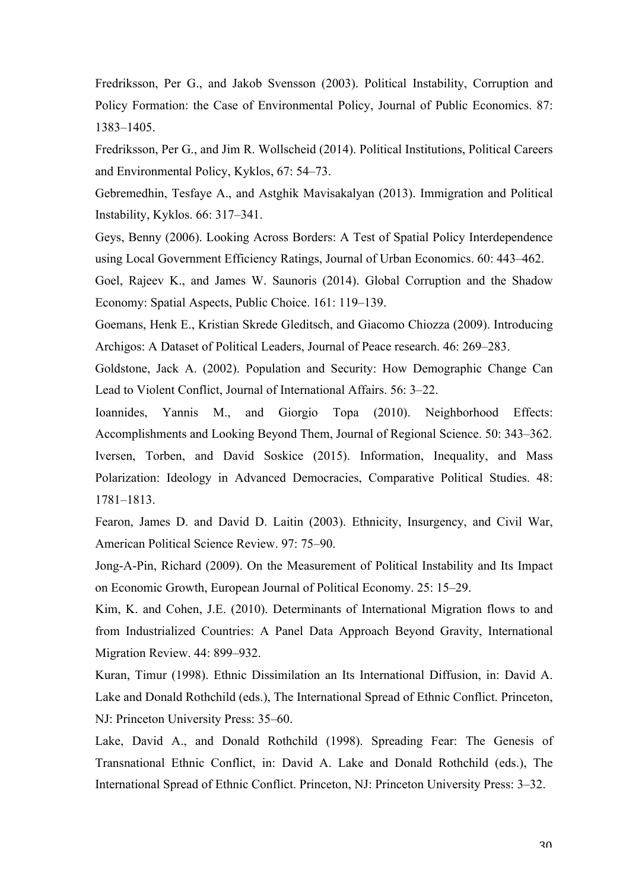Fredriksson, Per G., and Jakob Svensson (2003). Political Instability, Corruption and Policy Formation: the Case of Environmental Policy, Journal of Public Economics. 87: 1383–1405.

Fredriksson, Per G., and Jim R. Wollscheid (2014). Political Institutions, Political Careers and Environmental Policy, Kyklos, 67: 54–73.

Gebremedhin, Tesfaye A., and Astghik Mavisakalyan (2013). Immigration and Political Instability, Kyklos. 66: 317–341.

Geys, Benny (2006). Looking Across Borders: A Test of Spatial Policy Interdependence using Local Government Efficiency Ratings, Journal of Urban Economics. 60: 443–462.

Goel, Rajeev K., and James W. Saunoris (2014). Global Corruption and the Shadow Economy: Spatial Aspects, Public Choice. 161: 119–139.

Goemans, Henk E., Kristian Skrede Gleditsch, and Giacomo Chiozza (2009). Introducing Archigos: A Dataset of Political Leaders, Journal of Peace research. 46: 269–283.

Goldstone, Jack A. (2002). Population and Security: How Demographic Change Can Lead to Violent Conflict, Journal of International Affairs. 56: 3–22.

Ioannides, Yannis M., and Giorgio Topa (2010). Neighborhood Effects: Accomplishments and Looking Beyond Them, Journal of Regional Science. 50: 343–362.

Iversen, Torben, and David Soskice (2015). Information, Inequality, and Mass Polarization: Ideology in Advanced Democracies, Comparative Political Studies. 48: 1781–1813.

Fearon, James D. and David D. Laitin (2003). Ethnicity, Insurgency, and Civil War, American Political Science Review. 97: 75–90.

Jong-A-Pin, Richard (2009). On the Measurement of Political Instability and Its Impact on Economic Growth, European Journal of Political Economy. 25: 15–29.

Kim, K. and Cohen, J.E. (2010). Determinants of International Migration flows to and from Industrialized Countries: A Panel Data Approach Beyond Gravity, International Migration Review. 44: 899–932.

Kuran, Timur (1998). Ethnic Dissimilation an Its International Diffusion, in: David A. Lake and Donald Rothchild (eds.), The International Spread of Ethnic Conflict. Princeton, NJ: Princeton University Press: 35–60.

Lake, David A., and Donald Rothchild (1998). Spreading Fear: The Genesis of Transnational Ethnic Conflict, in: David A. Lake and Donald Rothchild (eds.), The International Spread of Ethnic Conflict. Princeton, NJ: Princeton University Press: 3–32.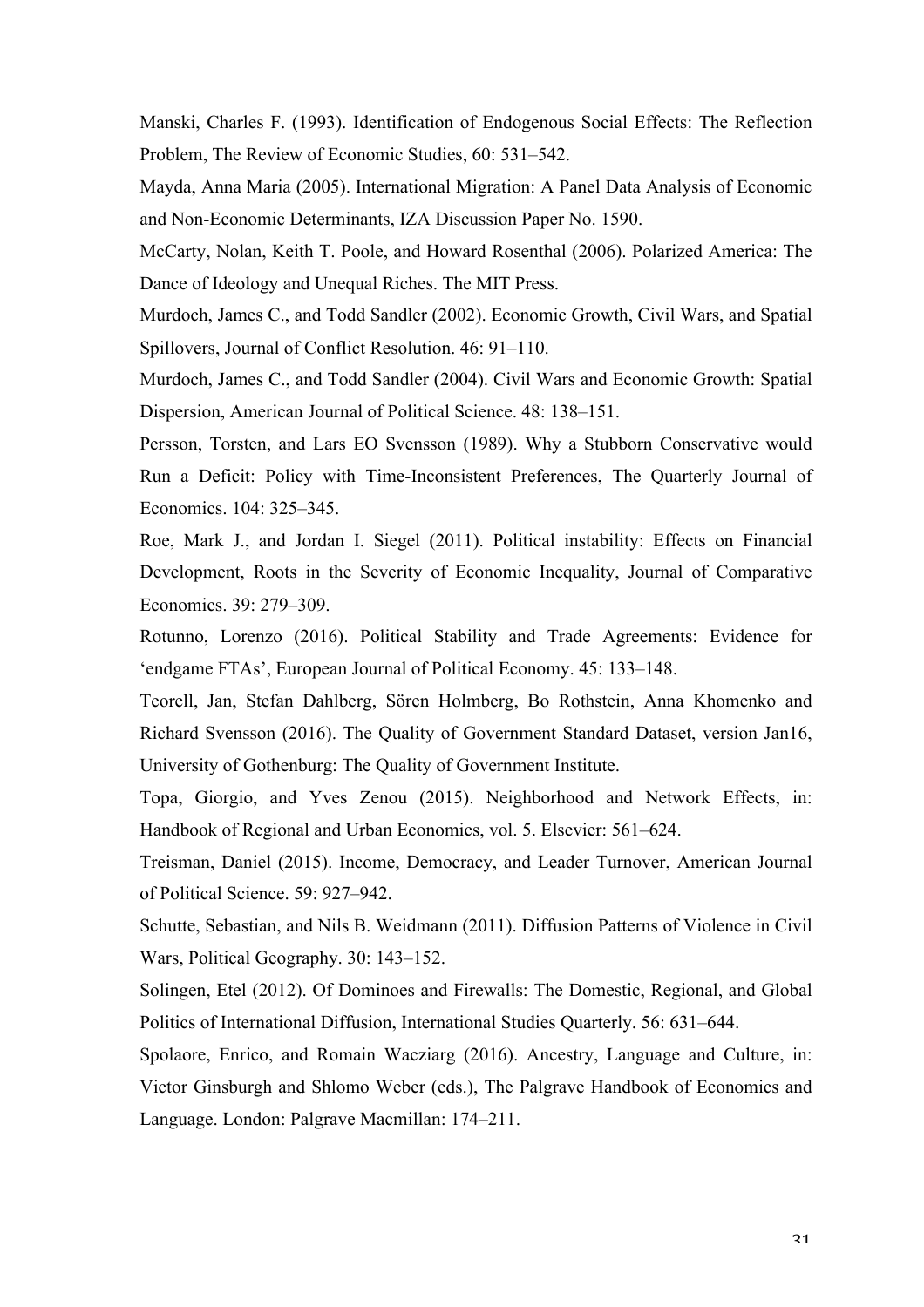Manski, Charles F. (1993). Identification of Endogenous Social Effects: The Reflection Problem, The Review of Economic Studies, 60: 531–542.

Mayda, Anna Maria (2005). International Migration: A Panel Data Analysis of Economic and Non-Economic Determinants, IZA Discussion Paper No. 1590.

McCarty, Nolan, Keith T. Poole, and Howard Rosenthal (2006). Polarized America: The Dance of Ideology and Unequal Riches. The MIT Press.

Murdoch, James C., and Todd Sandler (2002). Economic Growth, Civil Wars, and Spatial Spillovers, Journal of Conflict Resolution. 46: 91–110.

Murdoch, James C., and Todd Sandler (2004). Civil Wars and Economic Growth: Spatial Dispersion, American Journal of Political Science. 48: 138–151.

Persson, Torsten, and Lars EO Svensson (1989). Why a Stubborn Conservative would Run a Deficit: Policy with Time-Inconsistent Preferences, The Quarterly Journal of Economics. 104: 325–345.

Roe, Mark J., and Jordan I. Siegel (2011). Political instability: Effects on Financial Development, Roots in the Severity of Economic Inequality, Journal of Comparative Economics. 39: 279–309.

Rotunno, Lorenzo (2016). Political Stability and Trade Agreements: Evidence for 'endgame FTAs', European Journal of Political Economy. 45: 133–148.

Teorell, Jan, Stefan Dahlberg, Sören Holmberg, Bo Rothstein, Anna Khomenko and Richard Svensson (2016). The Quality of Government Standard Dataset, version Jan16, University of Gothenburg: The Quality of Government Institute.

Topa, Giorgio, and Yves Zenou (2015). Neighborhood and Network Effects, in: Handbook of Regional and Urban Economics, vol. 5. Elsevier: 561–624.

Treisman, Daniel (2015). Income, Democracy, and Leader Turnover, American Journal of Political Science. 59: 927–942.

Schutte, Sebastian, and Nils B. Weidmann (2011). Diffusion Patterns of Violence in Civil Wars, Political Geography. 30: 143–152.

Solingen, Etel (2012). Of Dominoes and Firewalls: The Domestic, Regional, and Global Politics of International Diffusion, International Studies Quarterly. 56: 631–644.

Spolaore, Enrico, and Romain Wacziarg (2016). Ancestry, Language and Culture, in: Victor Ginsburgh and Shlomo Weber (eds.), The Palgrave Handbook of Economics and Language. London: Palgrave Macmillan: 174–211.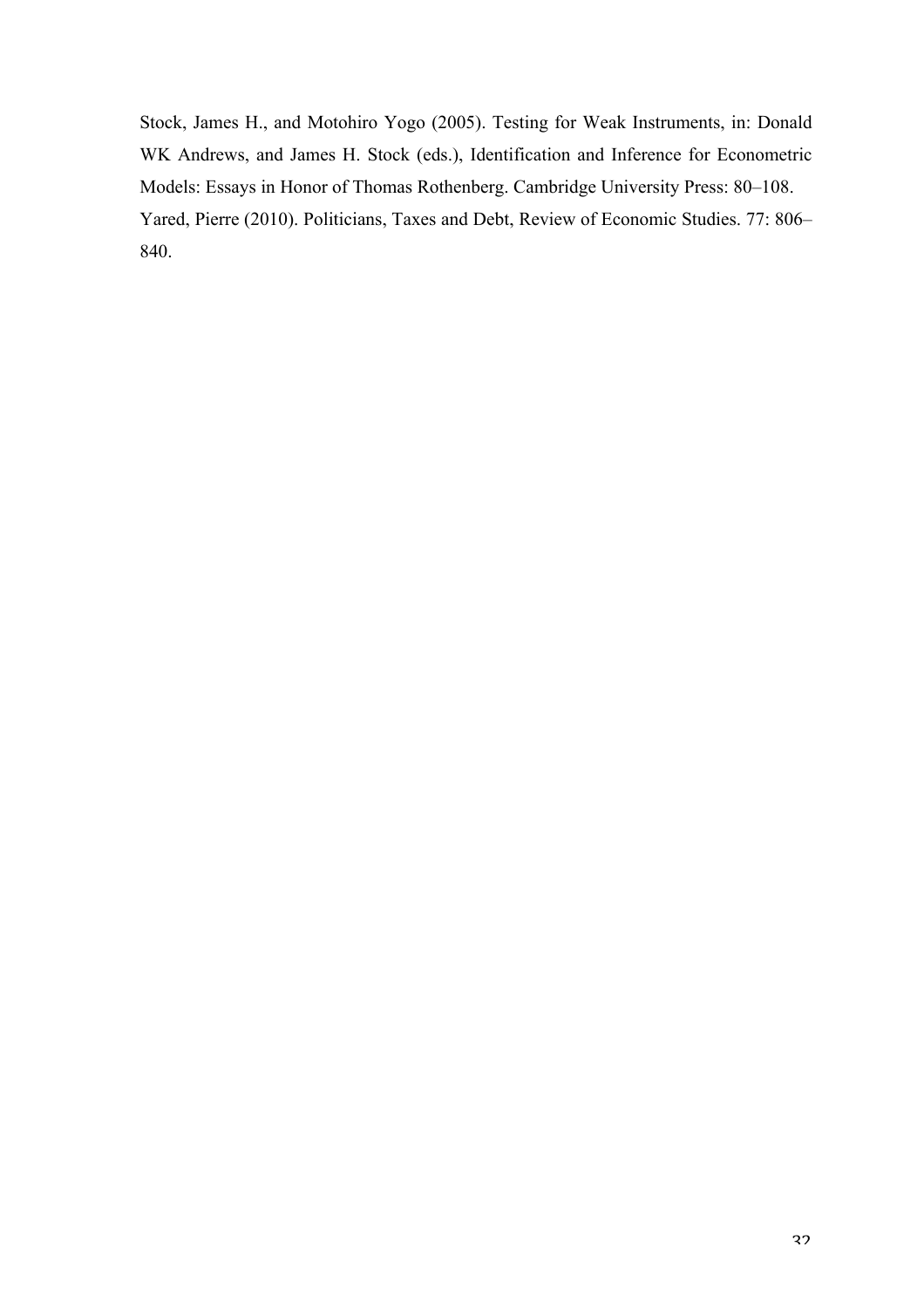Stock, James H., and Motohiro Yogo (2005). Testing for Weak Instruments, in: Donald WK Andrews, and James H. Stock (eds.), Identification and Inference for Econometric Models: Essays in Honor of Thomas Rothenberg. Cambridge University Press: 80–108.

Yared, Pierre (2010). Politicians, Taxes and Debt, Review of Economic Studies. 77: 806–840.